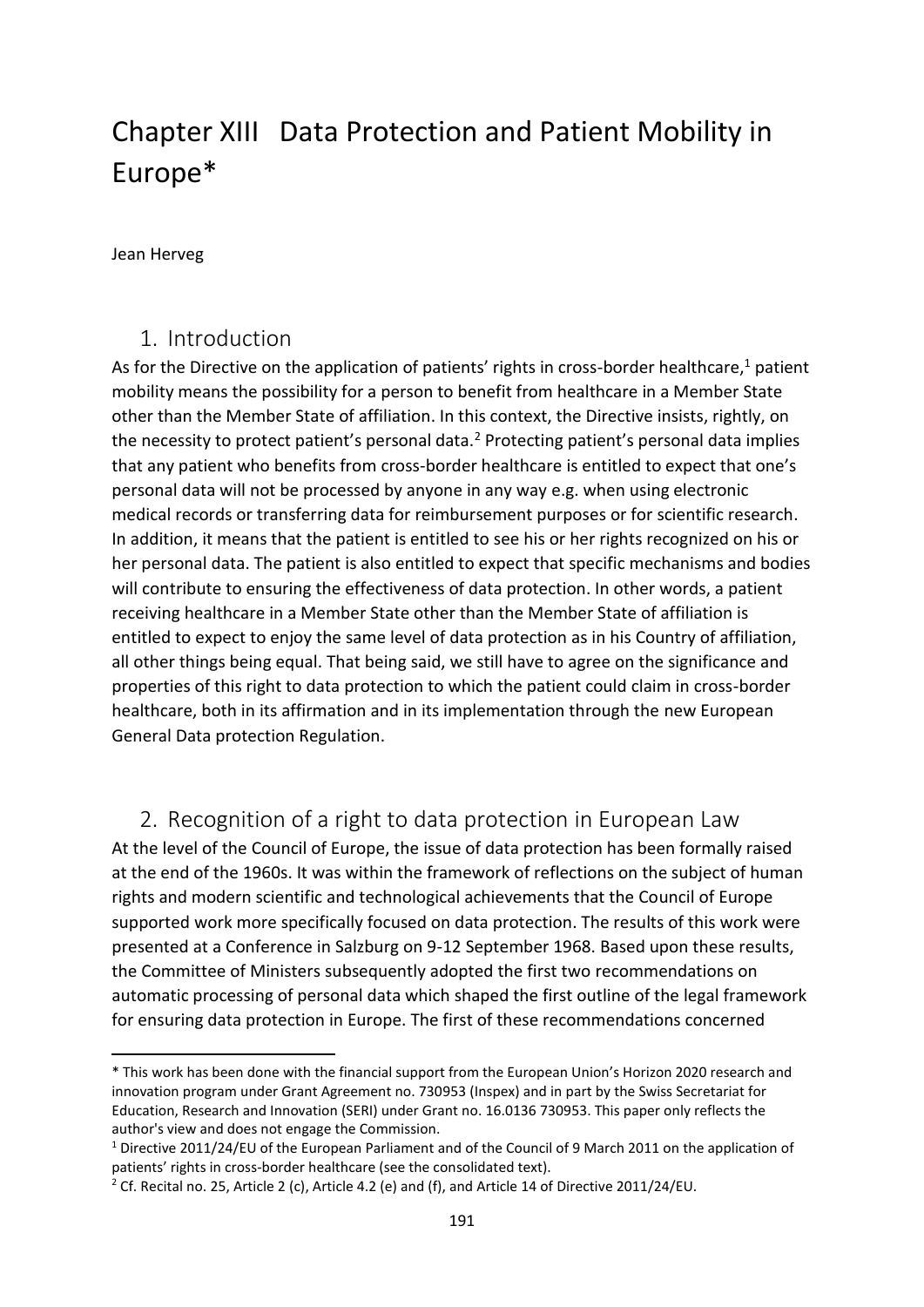# Chapter XIII Data Protection and Patient Mobility in Europe*

Jean Herveg

## 1. Introduction

As for the Directive on the application of patients' rights in cross-border healthcare,[1] patient mobility means the possibility for a person to benefit from healthcare in a Member State other than the Member State of affiliation. In this context, the Directive insists, rightly, on the necessity to protect patient's personal data.[2] Protecting patient's personal data implies that any patient who benefits from cross-border healthcare is entitled to expect that one's personal data will not be processed by anyone in any way e.g. when using electronic medical records or transferring data for reimbursement purposes or for scientific research. In addition, it means that the patient is entitled to see his or her rights recognized on his or her personal data. The patient is also entitled to expect that specific mechanisms and bodies will contribute to ensuring the effectiveness of data protection. In other words, a patient receiving healthcare in a Member State other than the Member State of affiliation is entitled to expect to enjoy the same level of data protection as in his Country of affiliation, all other things being equal. That being said, we still have to agree on the significance and properties of this right to data protection to which the patient could claim in cross-border healthcare, both in its affirmation and in its implementation through the new European General Data protection Regulation.

## 2. Recognition of a right to data protection in European Law

At the level of the Council of Europe, the issue of data protection has been formally raised at the end of the 1960s. It was within the framework of reflections on the subject of human rights and modern scientific and technological achievements that the Council of Europe supported work more specifically focused on data protection. The results of this work were presented at a Conference in Salzburg on 9-12 September 1968. Based upon these results, the Committee of Ministers subsequently adopted the first two recommendations on automatic processing of personal data which shaped the first outline of the legal framework for ensuring data protection in Europe. The first of these recommendations concerned

---

* This work has been done with the financial support from the European Union's Horizon 2020 research and innovation program under Grant Agreement no. 730953 (Inspex) and in part by the Swiss Secretariat for Education, Research and Innovation (SERI) under Grant no. 16.0136 730953. This paper only reflects the author's view and does not engage the Commission.

[1] Directive 2011/24/EU of the European Parliament and of the Council of 9 March 2011 on the application of patients' rights in cross-border healthcare (see the consolidated text).

[2] Cf. Recital no. 25, Article 2 (c), Article 4.2 (e) and (f), and Article 14 of Directive 2011/24/EU.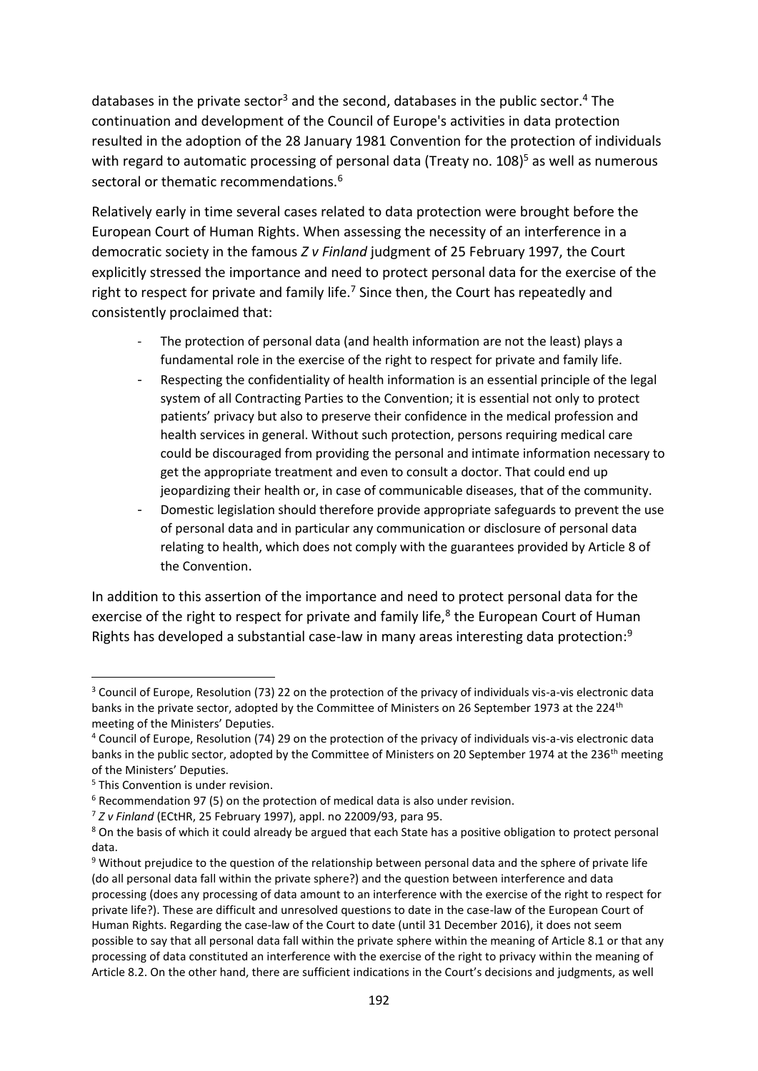databases in the private sector[3] and the second, databases in the public sector.[4] The continuation and development of the Council of Europe's activities in data protection resulted in the adoption of the 28 January 1981 Convention for the protection of individuals with regard to automatic processing of personal data (Treaty no. 108)[5] as well as numerous sectoral or thematic recommendations.[6]

Relatively early in time several cases related to data protection were brought before the European Court of Human Rights. When assessing the necessity of an interference in a democratic society in the famous *Z v Finland* judgment of 25 February 1997, the Court explicitly stressed the importance and need to protect personal data for the exercise of the right to respect for private and family life.[7] Since then, the Court has repeatedly and consistently proclaimed that:

- The protection of personal data (and health information are not the least) plays a fundamental role in the exercise of the right to respect for private and family life.
- Respecting the confidentiality of health information is an essential principle of the legal system of all Contracting Parties to the Convention; it is essential not only to protect patients' privacy but also to preserve their confidence in the medical profession and health services in general. Without such protection, persons requiring medical care could be discouraged from providing the personal and intimate information necessary to get the appropriate treatment and even to consult a doctor. That could end up jeopardizing their health or, in case of communicable diseases, that of the community.
- Domestic legislation should therefore provide appropriate safeguards to prevent the use of personal data and in particular any communication or disclosure of personal data relating to health, which does not comply with the guarantees provided by Article 8 of the Convention.

In addition to this assertion of the importance and need to protect personal data for the exercise of the right to respect for private and family life,[8] the European Court of Human Rights has developed a substantial case-law in many areas interesting data protection:[9]

---

[3] Council of Europe, Resolution (73) 22 on the protection of the privacy of individuals vis-a-vis electronic data banks in the private sector, adopted by the Committee of Ministers on 26 September 1973 at the 224th meeting of the Ministers' Deputies.

[4] Council of Europe, Resolution (74) 29 on the protection of the privacy of individuals vis-a-vis electronic data banks in the public sector, adopted by the Committee of Ministers on 20 September 1974 at the 236th meeting of the Ministers' Deputies.

[5] This Convention is under revision.

[6] Recommendation 97 (5) on the protection of medical data is also under revision.

[7] *Z v Finland* (ECtHR, 25 February 1997), appl. no 22009/93, para 95.

[8] On the basis of which it could already be argued that each State has a positive obligation to protect personal data.

[9] Without prejudice to the question of the relationship between personal data and the sphere of private life (do all personal data fall within the private sphere?) and the question between interference and data processing (does any processing of data amount to an interference with the exercise of the right to respect for private life?). These are difficult and unresolved questions to date in the case-law of the European Court of Human Rights. Regarding the case-law of the Court to date (until 31 December 2016), it does not seem possible to say that all personal data fall within the private sphere within the meaning of Article 8.1 or that any processing of data constituted an interference with the exercise of the right to privacy within the meaning of Article 8.2. On the other hand, there are sufficient indications in the Court's decisions and judgments, as well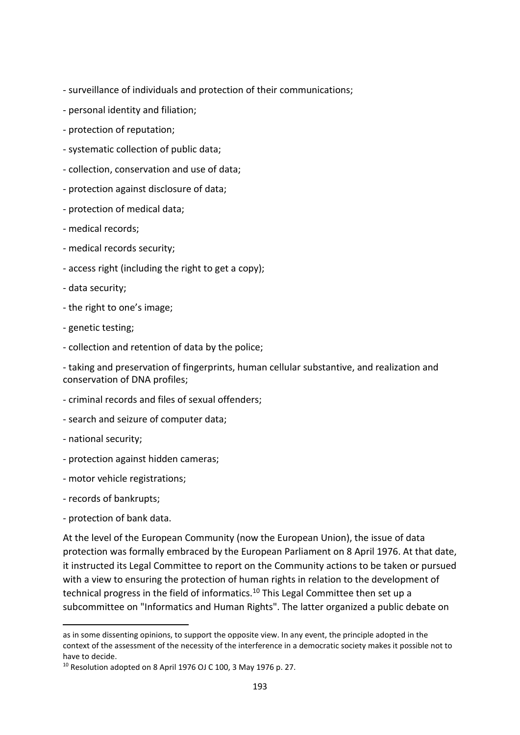- surveillance of individuals and protection of their communications;

- personal identity and filiation;

- protection of reputation;

- systematic collection of public data;

- collection, conservation and use of data;

- protection against disclosure of data;

- protection of medical data;

- medical records;

- medical records security;

- access right (including the right to get a copy);

- data security;

- the right to one's image;

- genetic testing;

- collection and retention of data by the police;

- taking and preservation of fingerprints, human cellular substantive, and realization and conservation of DNA profiles;

- criminal records and files of sexual offenders;

- search and seizure of computer data;

- national security;

- protection against hidden cameras;

- motor vehicle registrations;

- records of bankrupts;

- protection of bank data.

At the level of the European Community (now the European Union), the issue of data protection was formally embraced by the European Parliament on 8 April 1976. At that date, it instructed its Legal Committee to report on the Community actions to be taken or pursued with a view to ensuring the protection of human rights in relation to the development of technical progress in the field of informatics.[10] This Legal Committee then set up a subcommittee on "Informatics and Human Rights". The latter organized a public debate on

---

as in some dissenting opinions, to support the opposite view. In any event, the principle adopted in the context of the assessment of the necessity of the interference in a democratic society makes it possible not to have to decide.

[10] Resolution adopted on 8 April 1976 OJ C 100, 3 May 1976 p. 27.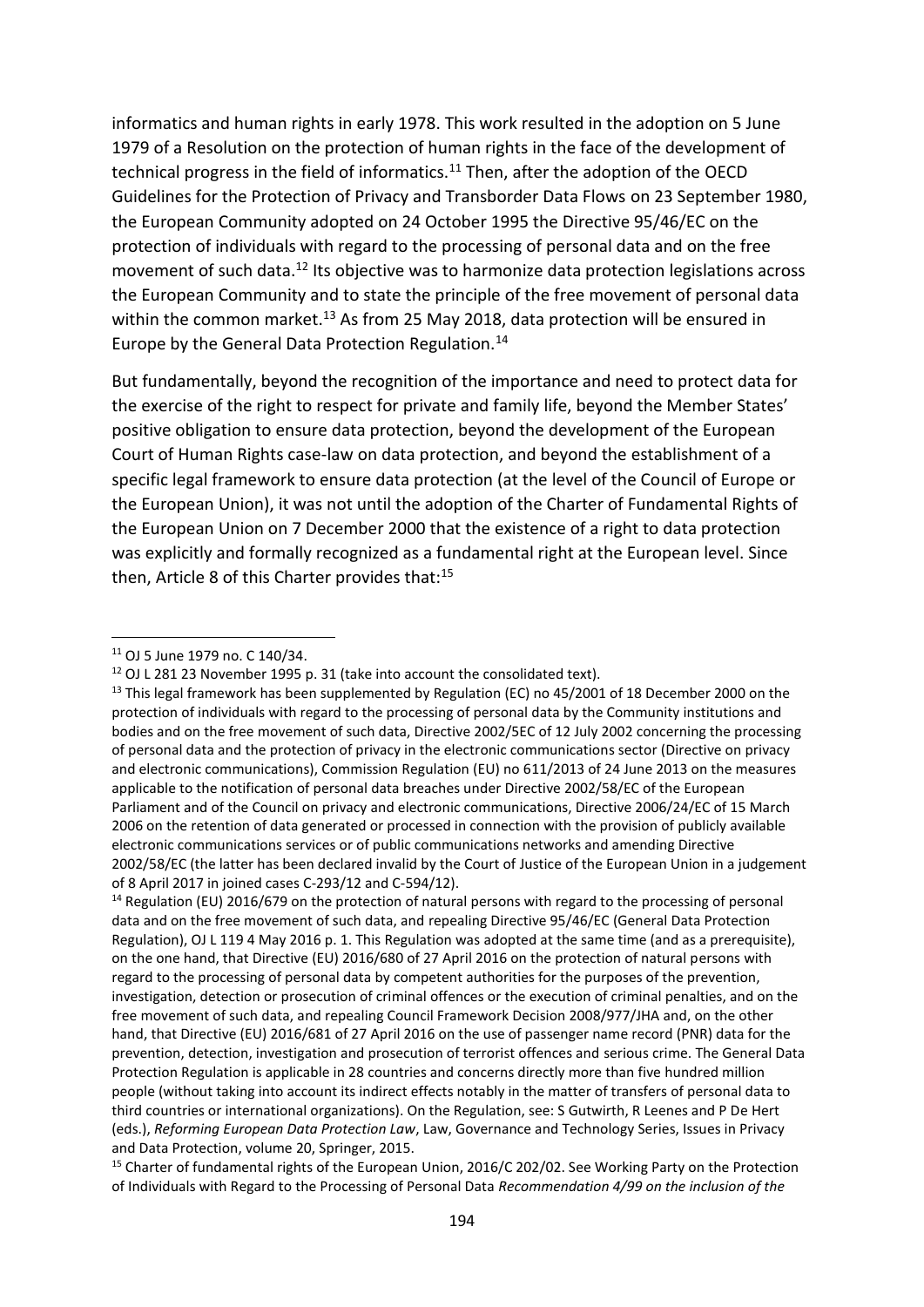informatics and human rights in early 1978. This work resulted in the adoption on 5 June 1979 of a Resolution on the protection of human rights in the face of the development of technical progress in the field of informatics.[11] Then, after the adoption of the OECD Guidelines for the Protection of Privacy and Transborder Data Flows on 23 September 1980, the European Community adopted on 24 October 1995 the Directive 95/46/EC on the protection of individuals with regard to the processing of personal data and on the free movement of such data.[12] Its objective was to harmonize data protection legislations across the European Community and to state the principle of the free movement of personal data within the common market.[13] As from 25 May 2018, data protection will be ensured in Europe by the General Data Protection Regulation.[14]

But fundamentally, beyond the recognition of the importance and need to protect data for the exercise of the right to respect for private and family life, beyond the Member States' positive obligation to ensure data protection, beyond the development of the European Court of Human Rights case-law on data protection, and beyond the establishment of a specific legal framework to ensure data protection (at the level of the Council of Europe or the European Union), it was not until the adoption of the Charter of Fundamental Rights of the European Union on 7 December 2000 that the existence of a right to data protection was explicitly and formally recognized as a fundamental right at the European level. Since then, Article 8 of this Charter provides that:[15]

---

[11] OJ 5 June 1979 no. C 140/34.

[12] OJ L 281 23 November 1995 p. 31 (take into account the consolidated text).

[13] This legal framework has been supplemented by Regulation (EC) no 45/2001 of 18 December 2000 on the protection of individuals with regard to the processing of personal data by the Community institutions and bodies and on the free movement of such data, Directive 2002/5EC of 12 July 2002 concerning the processing of personal data and the protection of privacy in the electronic communications sector (Directive on privacy and electronic communications), Commission Regulation (EU) no 611/2013 of 24 June 2013 on the measures applicable to the notification of personal data breaches under Directive 2002/58/EC of the European Parliament and of the Council on privacy and electronic communications, Directive 2006/24/EC of 15 March 2006 on the retention of data generated or processed in connection with the provision of publicly available electronic communications services or of public communications networks and amending Directive 2002/58/EC (the latter has been declared invalid by the Court of Justice of the European Union in a judgement of 8 April 2017 in joined cases C-293/12 and C-594/12).

[14] Regulation (EU) 2016/679 on the protection of natural persons with regard to the processing of personal data and on the free movement of such data, and repealing Directive 95/46/EC (General Data Protection Regulation), OJ L 119 4 May 2016 p. 1. This Regulation was adopted at the same time (and as a prerequisite), on the one hand, that Directive (EU) 2016/680 of 27 April 2016 on the protection of natural persons with regard to the processing of personal data by competent authorities for the purposes of the prevention, investigation, detection or prosecution of criminal offences or the execution of criminal penalties, and on the free movement of such data, and repealing Council Framework Decision 2008/977/JHA and, on the other hand, that Directive (EU) 2016/681 of 27 April 2016 on the use of passenger name record (PNR) data for the prevention, detection, investigation and prosecution of terrorist offences and serious crime. The General Data Protection Regulation is applicable in 28 countries and concerns directly more than five hundred million people (without taking into account its indirect effects notably in the matter of transfers of personal data to third countries or international organizations). On the Regulation, see: S Gutwirth, R Leenes and P De Hert (eds.), *Reforming European Data Protection Law*, Law, Governance and Technology Series, Issues in Privacy and Data Protection, volume 20, Springer, 2015.

[15] Charter of fundamental rights of the European Union, 2016/C 202/02. See Working Party on the Protection of Individuals with Regard to the Processing of Personal Data *Recommendation 4/99 on the inclusion of the*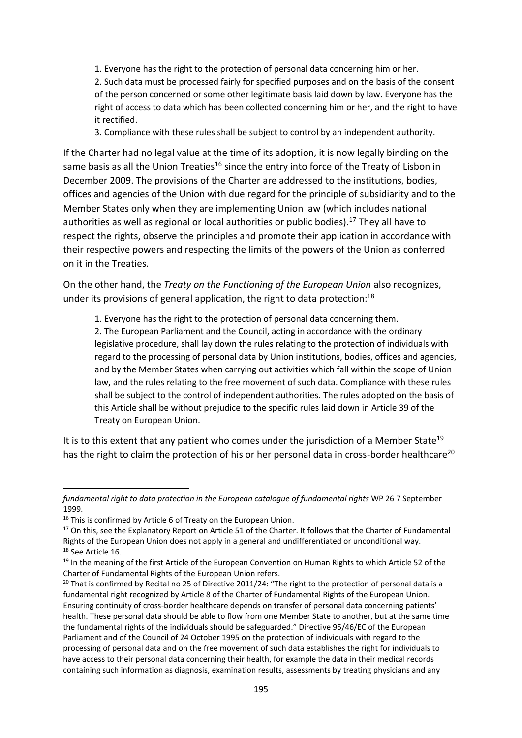> 1. Everyone has the right to the protection of personal data concerning him or her.
> 2. Such data must be processed fairly for specified purposes and on the basis of the consent of the person concerned or some other legitimate basis laid down by law. Everyone has the right of access to data which has been collected concerning him or her, and the right to have it rectified.
> 3. Compliance with these rules shall be subject to control by an independent authority.

If the Charter had no legal value at the time of its adoption, it is now legally binding on the same basis as all the Union Treaties[16] since the entry into force of the Treaty of Lisbon in December 2009. The provisions of the Charter are addressed to the institutions, bodies, offices and agencies of the Union with due regard for the principle of subsidiarity and to the Member States only when they are implementing Union law (which includes national authorities as well as regional or local authorities or public bodies).[17] They all have to respect the rights, observe the principles and promote their application in accordance with their respective powers and respecting the limits of the powers of the Union as conferred on it in the Treaties.

On the other hand, the *Treaty on the Functioning of the European Union* also recognizes, under its provisions of general application, the right to data protection:[18]

> 1. Everyone has the right to the protection of personal data concerning them.
> 2. The European Parliament and the Council, acting in accordance with the ordinary legislative procedure, shall lay down the rules relating to the protection of individuals with regard to the processing of personal data by Union institutions, bodies, offices and agencies, and by the Member States when carrying out activities which fall within the scope of Union law, and the rules relating to the free movement of such data. Compliance with these rules shall be subject to the control of independent authorities. The rules adopted on the basis of this Article shall be without prejudice to the specific rules laid down in Article 39 of the Treaty on European Union.

It is to this extent that any patient who comes under the jurisdiction of a Member State[19] has the right to claim the protection of his or her personal data in cross-border healthcare[20]

---

*fundamental right to data protection in the European catalogue of fundamental rights* WP 26 7 September 1999.

[16] This is confirmed by Article 6 of Treaty on the European Union.

[17] On this, see the Explanatory Report on Article 51 of the Charter. It follows that the Charter of Fundamental Rights of the European Union does not apply in a general and undifferentiated or unconditional way.

[18] See Article 16.

[19] In the meaning of the first Article of the European Convention on Human Rights to which Article 52 of the Charter of Fundamental Rights of the European Union refers.

[20] That is confirmed by Recital no 25 of Directive 2011/24: "The right to the protection of personal data is a fundamental right recognized by Article 8 of the Charter of Fundamental Rights of the European Union. Ensuring continuity of cross-border healthcare depends on transfer of personal data concerning patients' health. These personal data should be able to flow from one Member State to another, but at the same time the fundamental rights of the individuals should be safeguarded." Directive 95/46/EC of the European Parliament and of the Council of 24 October 1995 on the protection of individuals with regard to the processing of personal data and on the free movement of such data establishes the right for individuals to have access to their personal data concerning their health, for example the data in their medical records containing such information as diagnosis, examination results, assessments by treating physicians and any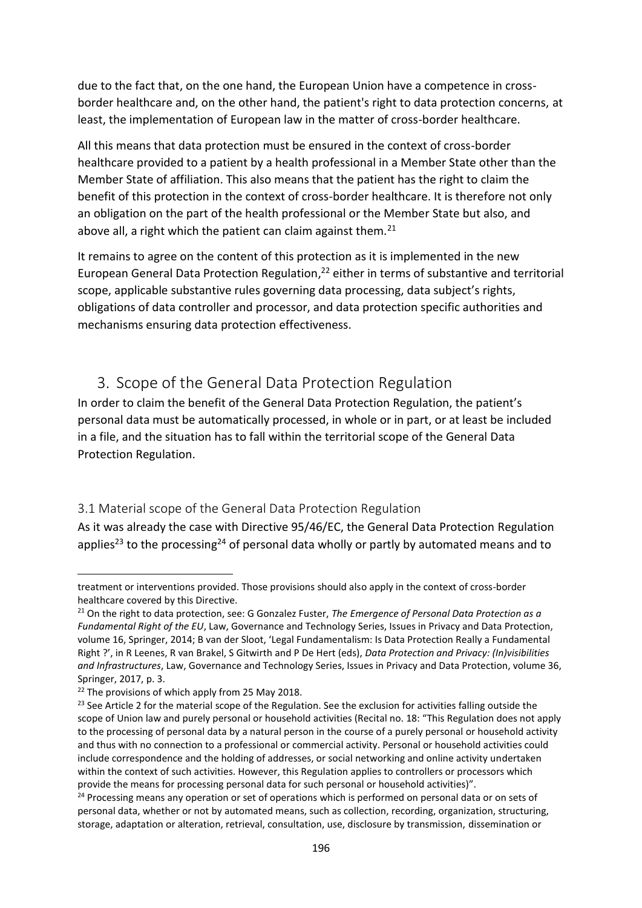due to the fact that, on the one hand, the European Union have a competence in cross-border healthcare and, on the other hand, the patient's right to data protection concerns, at least, the implementation of European law in the matter of cross-border healthcare.

All this means that data protection must be ensured in the context of cross-border healthcare provided to a patient by a health professional in a Member State other than the Member State of affiliation. This also means that the patient has the right to claim the benefit of this protection in the context of cross-border healthcare. It is therefore not only an obligation on the part of the health professional or the Member State but also, and above all, a right which the patient can claim against them.[21]

It remains to agree on the content of this protection as it is implemented in the new European General Data Protection Regulation,[22] either in terms of substantive and territorial scope, applicable substantive rules governing data processing, data subject's rights, obligations of data controller and processor, and data protection specific authorities and mechanisms ensuring data protection effectiveness.

## 3. Scope of the General Data Protection Regulation

In order to claim the benefit of the General Data Protection Regulation, the patient's personal data must be automatically processed, in whole or in part, or at least be included in a file, and the situation has to fall within the territorial scope of the General Data Protection Regulation.

### 3.1 Material scope of the General Data Protection Regulation

As it was already the case with Directive 95/46/EC, the General Data Protection Regulation applies[23] to the processing[24] of personal data wholly or partly by automated means and to

---

treatment or interventions provided. Those provisions should also apply in the context of cross-border healthcare covered by this Directive.

[21] On the right to data protection, see: G Gonzalez Fuster, *The Emergence of Personal Data Protection as a Fundamental Right of the EU*, Law, Governance and Technology Series, Issues in Privacy and Data Protection, volume 16, Springer, 2014; B van der Sloot, 'Legal Fundamentalism: Is Data Protection Really a Fundamental Right ?', in R Leenes, R van Brakel, S Gitwirth and P De Hert (eds), *Data Protection and Privacy: (In)visibilities and Infrastructures*, Law, Governance and Technology Series, Issues in Privacy and Data Protection, volume 36, Springer, 2017, p. 3.

[22] The provisions of which apply from 25 May 2018.

[23] See Article 2 for the material scope of the Regulation. See the exclusion for activities falling outside the scope of Union law and purely personal or household activities (Recital no. 18: "This Regulation does not apply to the processing of personal data by a natural person in the course of a purely personal or household activity and thus with no connection to a professional or commercial activity. Personal or household activities could include correspondence and the holding of addresses, or social networking and online activity undertaken within the context of such activities. However, this Regulation applies to controllers or processors which provide the means for processing personal data for such personal or household activities)".

[24] Processing means any operation or set of operations which is performed on personal data or on sets of personal data, whether or not by automated means, such as collection, recording, organization, structuring, storage, adaptation or alteration, retrieval, consultation, use, disclosure by transmission, dissemination or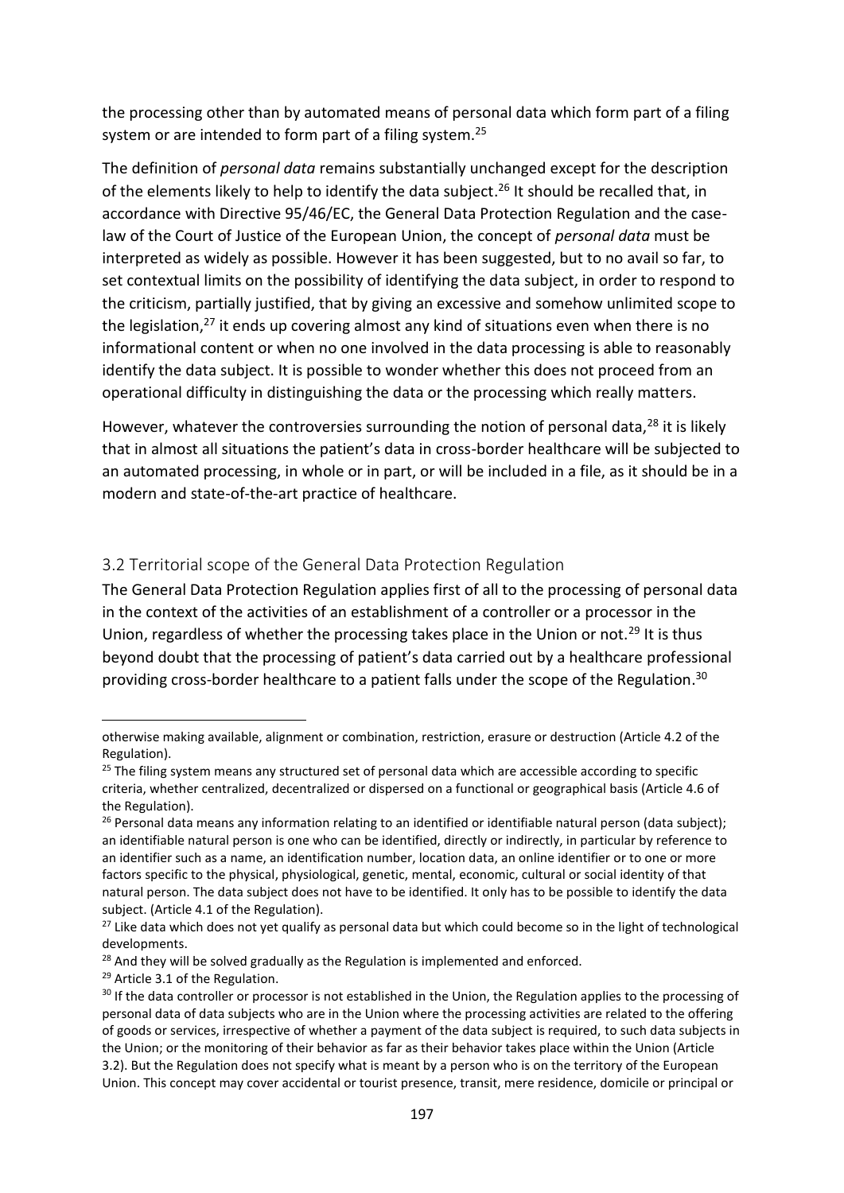the processing other than by automated means of personal data which form part of a filing system or are intended to form part of a filing system.[25]

The definition of *personal data* remains substantially unchanged except for the description of the elements likely to help to identify the data subject.[26] It should be recalled that, in accordance with Directive 95/46/EC, the General Data Protection Regulation and the case-law of the Court of Justice of the European Union, the concept of *personal data* must be interpreted as widely as possible. However it has been suggested, but to no avail so far, to set contextual limits on the possibility of identifying the data subject, in order to respond to the criticism, partially justified, that by giving an excessive and somehow unlimited scope to the legislation,[27] it ends up covering almost any kind of situations even when there is no informational content or when no one involved in the data processing is able to reasonably identify the data subject. It is possible to wonder whether this does not proceed from an operational difficulty in distinguishing the data or the processing which really matters.

However, whatever the controversies surrounding the notion of personal data,[28] it is likely that in almost all situations the patient's data in cross-border healthcare will be subjected to an automated processing, in whole or in part, or will be included in a file, as it should be in a modern and state-of-the-art practice of healthcare.

### 3.2 Territorial scope of the General Data Protection Regulation

The General Data Protection Regulation applies first of all to the processing of personal data in the context of the activities of an establishment of a controller or a processor in the Union, regardless of whether the processing takes place in the Union or not.[29] It is thus beyond doubt that the processing of patient's data carried out by a healthcare professional providing cross-border healthcare to a patient falls under the scope of the Regulation.[30]

---

otherwise making available, alignment or combination, restriction, erasure or destruction (Article 4.2 of the Regulation).

[25] The filing system means any structured set of personal data which are accessible according to specific criteria, whether centralized, decentralized or dispersed on a functional or geographical basis (Article 4.6 of the Regulation).

[26] Personal data means any information relating to an identified or identifiable natural person (data subject); an identifiable natural person is one who can be identified, directly or indirectly, in particular by reference to an identifier such as a name, an identification number, location data, an online identifier or to one or more factors specific to the physical, physiological, genetic, mental, economic, cultural or social identity of that natural person. The data subject does not have to be identified. It only has to be possible to identify the data subject. (Article 4.1 of the Regulation).

[27] Like data which does not yet qualify as personal data but which could become so in the light of technological developments.

[28] And they will be solved gradually as the Regulation is implemented and enforced.

[29] Article 3.1 of the Regulation.

[30] If the data controller or processor is not established in the Union, the Regulation applies to the processing of personal data of data subjects who are in the Union where the processing activities are related to the offering of goods or services, irrespective of whether a payment of the data subject is required, to such data subjects in the Union; or the monitoring of their behavior as far as their behavior takes place within the Union (Article 3.2). But the Regulation does not specify what is meant by a person who is on the territory of the European Union. This concept may cover accidental or tourist presence, transit, mere residence, domicile or principal or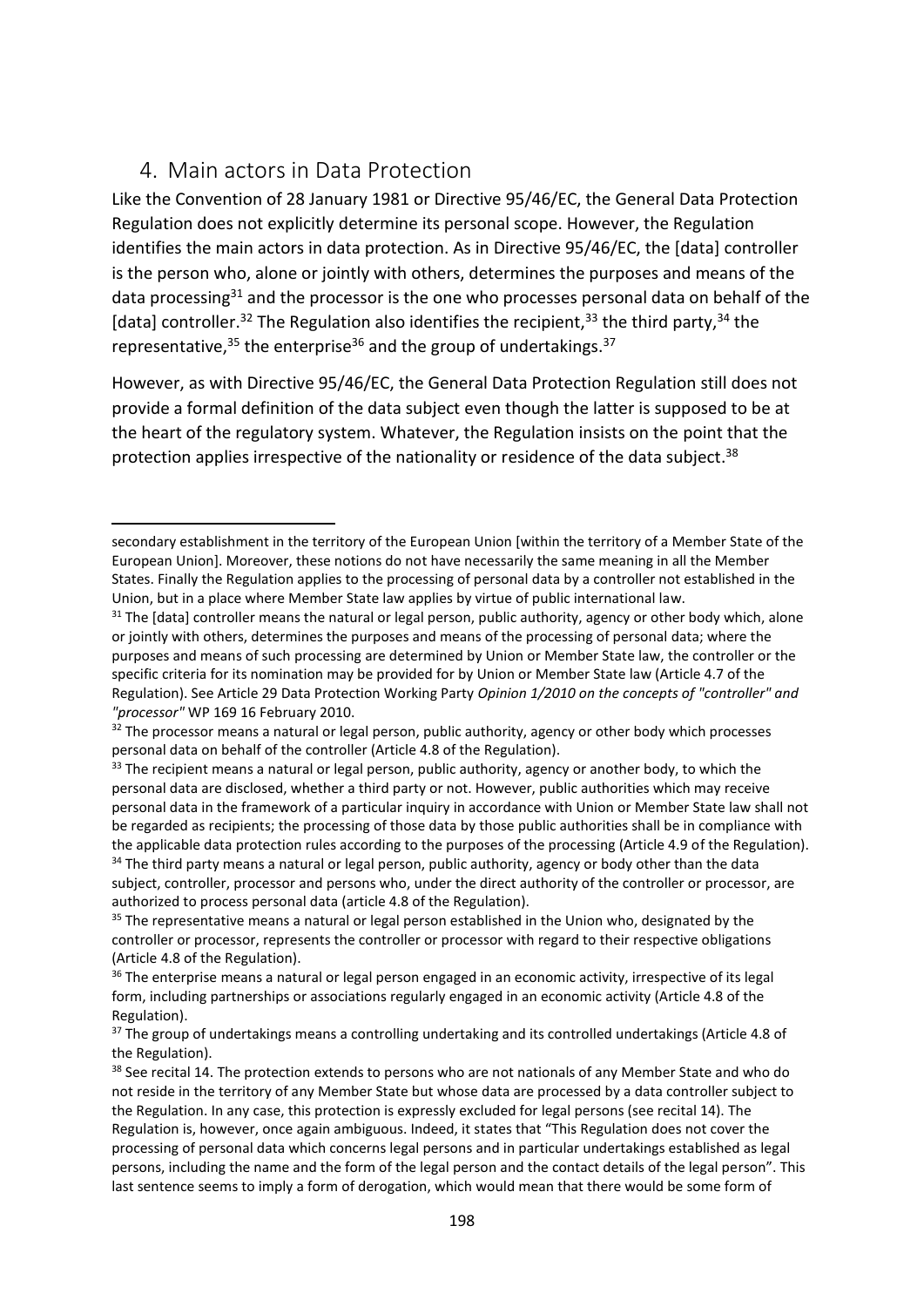## 4. Main actors in Data Protection

Like the Convention of 28 January 1981 or Directive 95/46/EC, the General Data Protection Regulation does not explicitly determine its personal scope. However, the Regulation identifies the main actors in data protection. As in Directive 95/46/EC, the [data] controller is the person who, alone or jointly with others, determines the purposes and means of the data processing[31] and the processor is the one who processes personal data on behalf of the [data] controller.[32] The Regulation also identifies the recipient,[33] the third party,[34] the representative,[35] the enterprise[36] and the group of undertakings.[37]

However, as with Directive 95/46/EC, the General Data Protection Regulation still does not provide a formal definition of the data subject even though the latter is supposed to be at the heart of the regulatory system. Whatever, the Regulation insists on the point that the protection applies irrespective of the nationality or residence of the data subject.[38]

---

secondary establishment in the territory of the European Union [within the territory of a Member State of the European Union]. Moreover, these notions do not have necessarily the same meaning in all the Member States. Finally the Regulation applies to the processing of personal data by a controller not established in the Union, but in a place where Member State law applies by virtue of public international law.

[31] The [data] controller means the natural or legal person, public authority, agency or other body which, alone or jointly with others, determines the purposes and means of the processing of personal data; where the purposes and means of such processing are determined by Union or Member State law, the controller or the specific criteria for its nomination may be provided for by Union or Member State law (Article 4.7 of the Regulation). See Article 29 Data Protection Working Party *Opinion 1/2010 on the concepts of "controller" and "processor"* WP 169 16 February 2010.

[32] The processor means a natural or legal person, public authority, agency or other body which processes personal data on behalf of the controller (Article 4.8 of the Regulation).

[33] The recipient means a natural or legal person, public authority, agency or another body, to which the personal data are disclosed, whether a third party or not. However, public authorities which may receive personal data in the framework of a particular inquiry in accordance with Union or Member State law shall not be regarded as recipients; the processing of those data by those public authorities shall be in compliance with the applicable data protection rules according to the purposes of the processing (Article 4.9 of the Regulation).

[34] The third party means a natural or legal person, public authority, agency or body other than the data subject, controller, processor and persons who, under the direct authority of the controller or processor, are authorized to process personal data (article 4.8 of the Regulation).

[35] The representative means a natural or legal person established in the Union who, designated by the controller or processor, represents the controller or processor with regard to their respective obligations (Article 4.8 of the Regulation).

[36] The enterprise means a natural or legal person engaged in an economic activity, irrespective of its legal form, including partnerships or associations regularly engaged in an economic activity (Article 4.8 of the Regulation).

[37] The group of undertakings means a controlling undertaking and its controlled undertakings (Article 4.8 of the Regulation).

[38] See recital 14. The protection extends to persons who are not nationals of any Member State and who do not reside in the territory of any Member State but whose data are processed by a data controller subject to the Regulation. In any case, this protection is expressly excluded for legal persons (see recital 14). The Regulation is, however, once again ambiguous. Indeed, it states that "This Regulation does not cover the processing of personal data which concerns legal persons and in particular undertakings established as legal persons, including the name and the form of the legal person and the contact details of the legal person". This last sentence seems to imply a form of derogation, which would mean that there would be some form of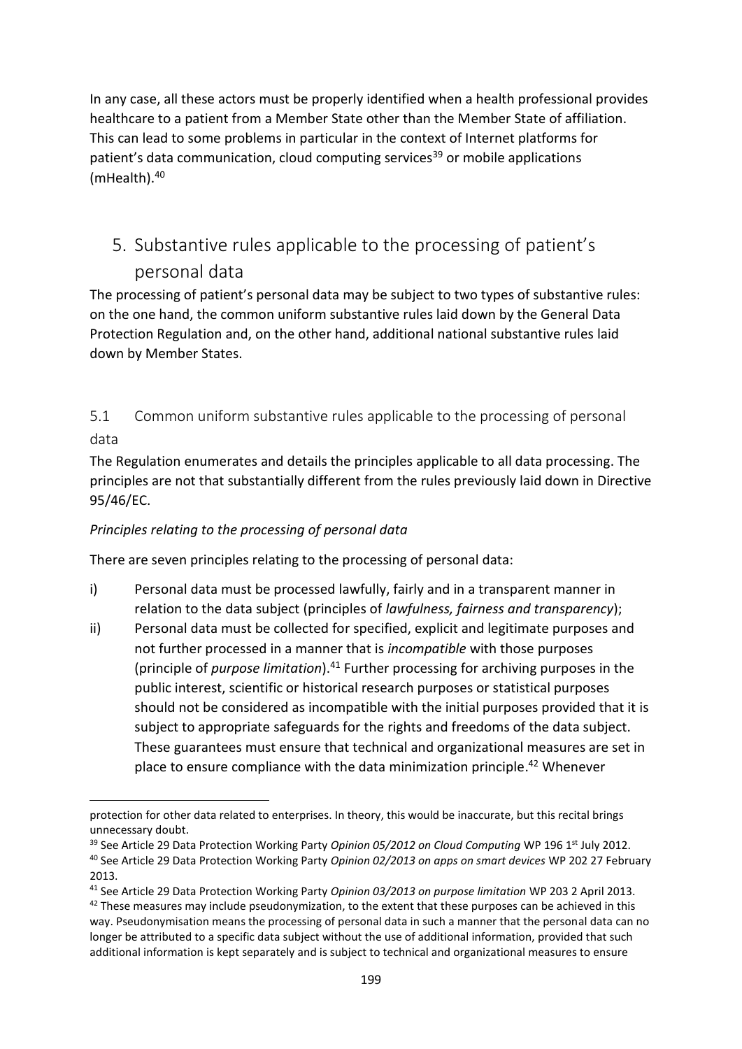In any case, all these actors must be properly identified when a health professional provides healthcare to a patient from a Member State other than the Member State of affiliation. This can lead to some problems in particular in the context of Internet platforms for patient's data communication, cloud computing services[39] or mobile applications (mHealth).[40]

## 5. Substantive rules applicable to the processing of patient's personal data

The processing of patient's personal data may be subject to two types of substantive rules: on the one hand, the common uniform substantive rules laid down by the General Data Protection Regulation and, on the other hand, additional national substantive rules laid down by Member States.

### 5.1 Common uniform substantive rules applicable to the processing of personal data

The Regulation enumerates and details the principles applicable to all data processing. The principles are not that substantially different from the rules previously laid down in Directive 95/46/EC.

*Principles relating to the processing of personal data*

There are seven principles relating to the processing of personal data:

i) Personal data must be processed lawfully, fairly and in a transparent manner in relation to the data subject (principles of *lawfulness, fairness and transparency*);

ii) Personal data must be collected for specified, explicit and legitimate purposes and not further processed in a manner that is *incompatible* with those purposes (principle of *purpose limitation*).[41] Further processing for archiving purposes in the public interest, scientific or historical research purposes or statistical purposes should not be considered as incompatible with the initial purposes provided that it is subject to appropriate safeguards for the rights and freedoms of the data subject. These guarantees must ensure that technical and organizational measures are set in place to ensure compliance with the data minimization principle.[42] Whenever

---

protection for other data related to enterprises. In theory, this would be inaccurate, but this recital brings unnecessary doubt.

[39] See Article 29 Data Protection Working Party *Opinion 05/2012 on Cloud Computing* WP 196 1st July 2012.

[40] See Article 29 Data Protection Working Party *Opinion 02/2013 on apps on smart devices* WP 202 27 February 2013.

[41] See Article 29 Data Protection Working Party *Opinion 03/2013 on purpose limitation* WP 203 2 April 2013.

[42] These measures may include pseudonymization, to the extent that these purposes can be achieved in this way. Pseudonymisation means the processing of personal data in such a manner that the personal data can no longer be attributed to a specific data subject without the use of additional information, provided that such additional information is kept separately and is subject to technical and organizational measures to ensure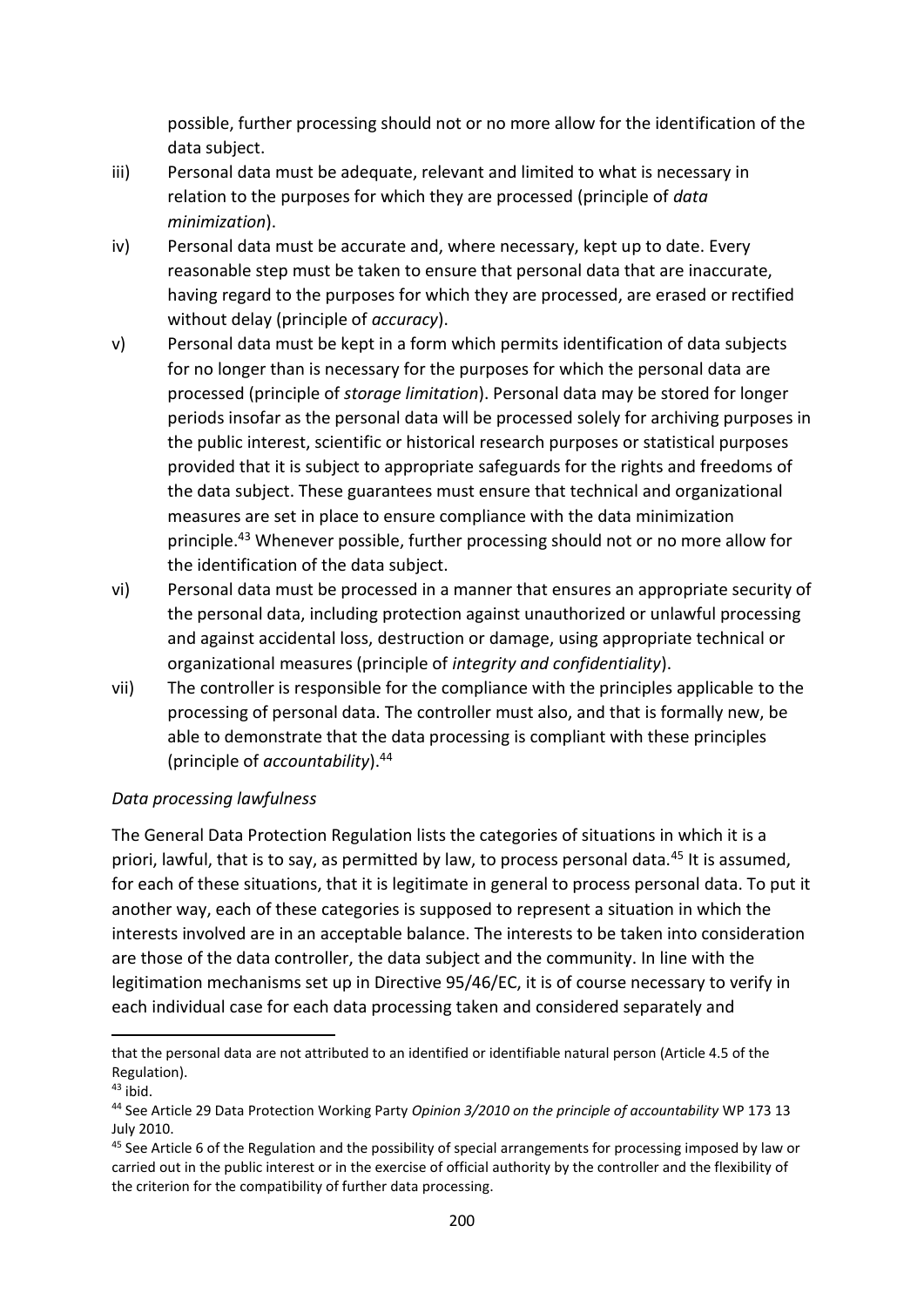possible, further processing should not or no more allow for the identification of the data subject.

iii) Personal data must be adequate, relevant and limited to what is necessary in relation to the purposes for which they are processed (principle of *data minimization*).

iv) Personal data must be accurate and, where necessary, kept up to date. Every reasonable step must be taken to ensure that personal data that are inaccurate, having regard to the purposes for which they are processed, are erased or rectified without delay (principle of *accuracy*).

v) Personal data must be kept in a form which permits identification of data subjects for no longer than is necessary for the purposes for which the personal data are processed (principle of *storage limitation*). Personal data may be stored for longer periods insofar as the personal data will be processed solely for archiving purposes in the public interest, scientific or historical research purposes or statistical purposes provided that it is subject to appropriate safeguards for the rights and freedoms of the data subject. These guarantees must ensure that technical and organizational measures are set in place to ensure compliance with the data minimization principle.[43] Whenever possible, further processing should not or no more allow for the identification of the data subject.

vi) Personal data must be processed in a manner that ensures an appropriate security of the personal data, including protection against unauthorized or unlawful processing and against accidental loss, destruction or damage, using appropriate technical or organizational measures (principle of *integrity and confidentiality*).

vii) The controller is responsible for the compliance with the principles applicable to the processing of personal data. The controller must also, and that is formally new, be able to demonstrate that the data processing is compliant with these principles (principle of *accountability*).[44]

*Data processing lawfulness*

The General Data Protection Regulation lists the categories of situations in which it is a priori, lawful, that is to say, as permitted by law, to process personal data.[45] It is assumed, for each of these situations, that it is legitimate in general to process personal data. To put it another way, each of these categories is supposed to represent a situation in which the interests involved are in an acceptable balance. The interests to be taken into consideration are those of the data controller, the data subject and the community. In line with the legitimation mechanisms set up in Directive 95/46/EC, it is of course necessary to verify in each individual case for each data processing taken and considered separately and

---

that the personal data are not attributed to an identified or identifiable natural person (Article 4.5 of the Regulation).

[43] ibid.

[44] See Article 29 Data Protection Working Party *Opinion 3/2010 on the principle of accountability* WP 173 13 July 2010.

[45] See Article 6 of the Regulation and the possibility of special arrangements for processing imposed by law or carried out in the public interest or in the exercise of official authority by the controller and the flexibility of the criterion for the compatibility of further data processing.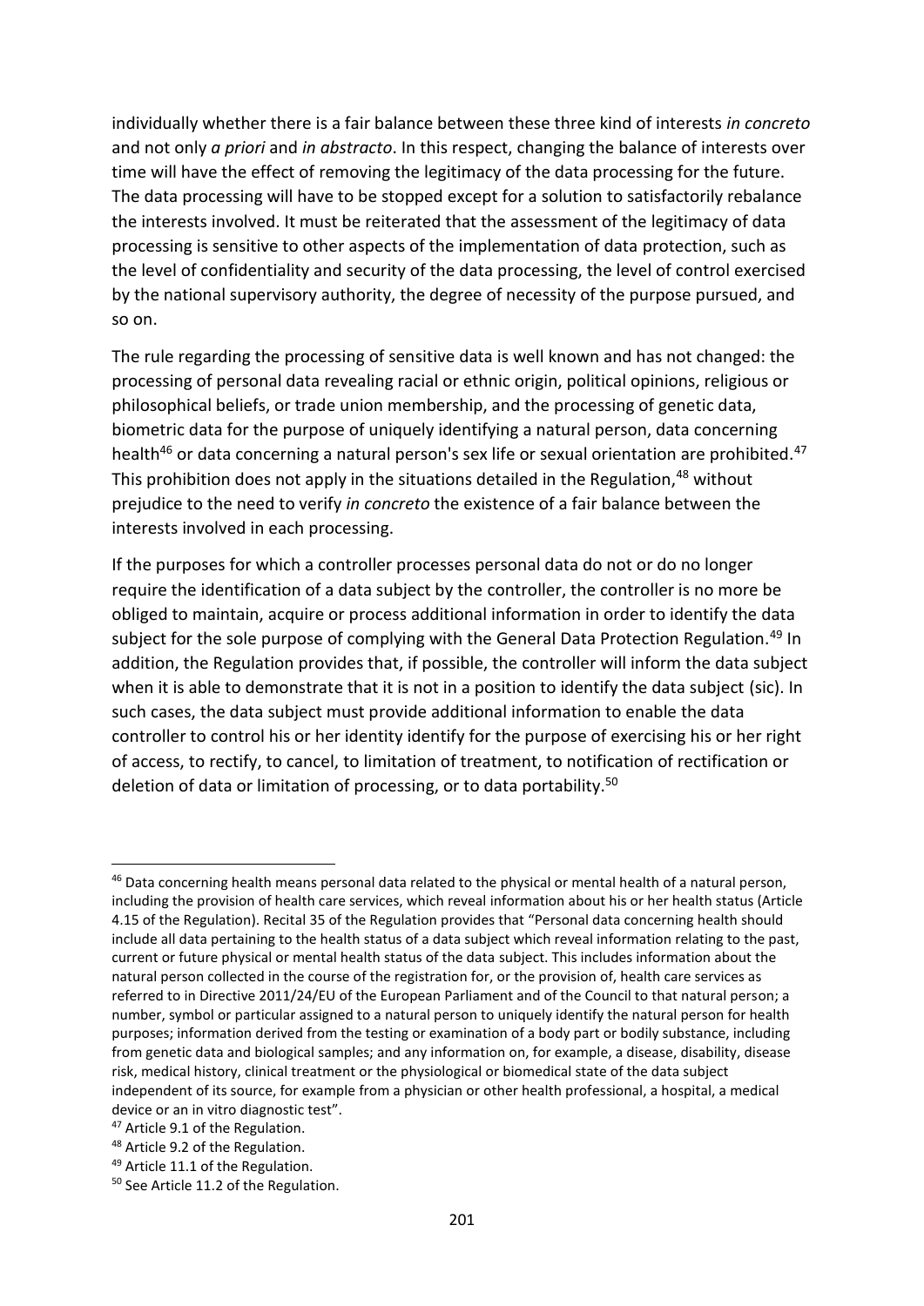individually whether there is a fair balance between these three kind of interests *in concreto* and not only *a priori* and *in abstracto*. In this respect, changing the balance of interests over time will have the effect of removing the legitimacy of the data processing for the future. The data processing will have to be stopped except for a solution to satisfactorily rebalance the interests involved. It must be reiterated that the assessment of the legitimacy of data processing is sensitive to other aspects of the implementation of data protection, such as the level of confidentiality and security of the data processing, the level of control exercised by the national supervisory authority, the degree of necessity of the purpose pursued, and so on.

The rule regarding the processing of sensitive data is well known and has not changed: the processing of personal data revealing racial or ethnic origin, political opinions, religious or philosophical beliefs, or trade union membership, and the processing of genetic data, biometric data for the purpose of uniquely identifying a natural person, data concerning health[46] or data concerning a natural person's sex life or sexual orientation are prohibited.[47] This prohibition does not apply in the situations detailed in the Regulation,[48] without prejudice to the need to verify *in concreto* the existence of a fair balance between the interests involved in each processing.

If the purposes for which a controller processes personal data do not or do no longer require the identification of a data subject by the controller, the controller is no more be obliged to maintain, acquire or process additional information in order to identify the data subject for the sole purpose of complying with the General Data Protection Regulation.[49] In addition, the Regulation provides that, if possible, the controller will inform the data subject when it is able to demonstrate that it is not in a position to identify the data subject (sic). In such cases, the data subject must provide additional information to enable the data controller to control his or her identity identify for the purpose of exercising his or her right of access, to rectify, to cancel, to limitation of treatment, to notification of rectification or deletion of data or limitation of processing, or to data portability.[50]

---

[46] Data concerning health means personal data related to the physical or mental health of a natural person, including the provision of health care services, which reveal information about his or her health status (Article 4.15 of the Regulation). Recital 35 of the Regulation provides that "Personal data concerning health should include all data pertaining to the health status of a data subject which reveal information relating to the past, current or future physical or mental health status of the data subject. This includes information about the natural person collected in the course of the registration for, or the provision of, health care services as referred to in Directive 2011/24/EU of the European Parliament and of the Council to that natural person; a number, symbol or particular assigned to a natural person to uniquely identify the natural person for health purposes; information derived from the testing or examination of a body part or bodily substance, including from genetic data and biological samples; and any information on, for example, a disease, disability, disease risk, medical history, clinical treatment or the physiological or biomedical state of the data subject independent of its source, for example from a physician or other health professional, a hospital, a medical device or an in vitro diagnostic test".

[47] Article 9.1 of the Regulation.

[48] Article 9.2 of the Regulation.

[49] Article 11.1 of the Regulation.

[50] See Article 11.2 of the Regulation.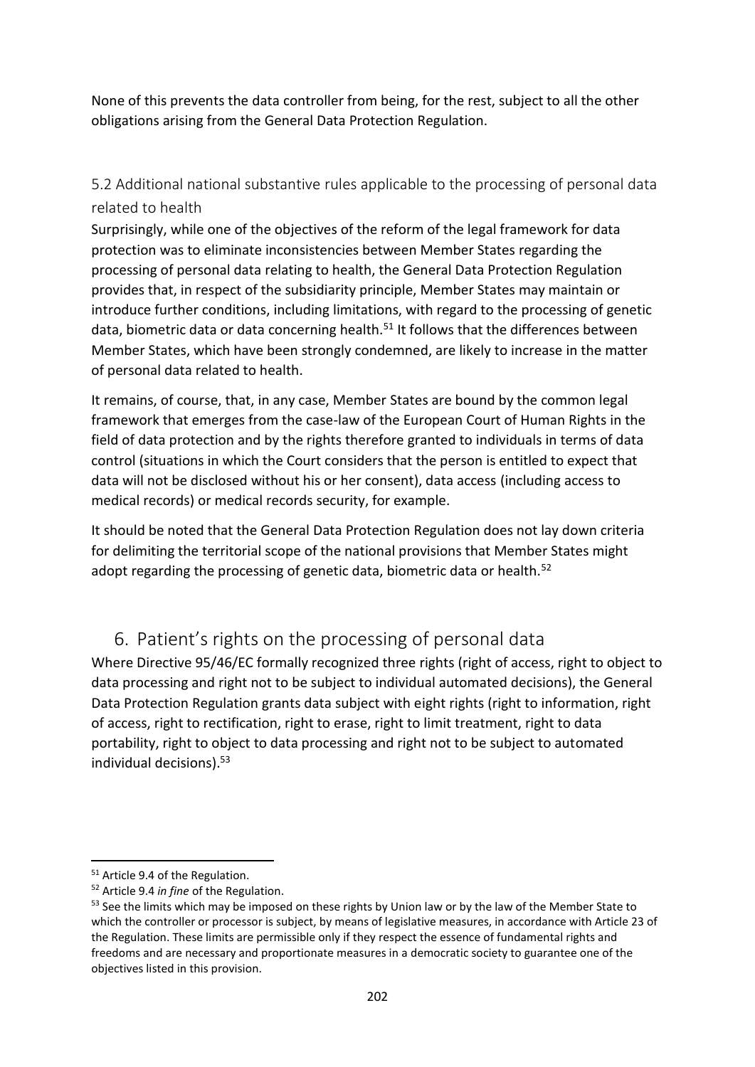None of this prevents the data controller from being, for the rest, subject to all the other obligations arising from the General Data Protection Regulation.

### 5.2 Additional national substantive rules applicable to the processing of personal data related to health

Surprisingly, while one of the objectives of the reform of the legal framework for data protection was to eliminate inconsistencies between Member States regarding the processing of personal data relating to health, the General Data Protection Regulation provides that, in respect of the subsidiarity principle, Member States may maintain or introduce further conditions, including limitations, with regard to the processing of genetic data, biometric data or data concerning health.[51] It follows that the differences between Member States, which have been strongly condemned, are likely to increase in the matter of personal data related to health.

It remains, of course, that, in any case, Member States are bound by the common legal framework that emerges from the case-law of the European Court of Human Rights in the field of data protection and by the rights therefore granted to individuals in terms of data control (situations in which the Court considers that the person is entitled to expect that data will not be disclosed without his or her consent), data access (including access to medical records) or medical records security, for example.

It should be noted that the General Data Protection Regulation does not lay down criteria for delimiting the territorial scope of the national provisions that Member States might adopt regarding the processing of genetic data, biometric data or health.[52]

## 6. Patient's rights on the processing of personal data

Where Directive 95/46/EC formally recognized three rights (right of access, right to object to data processing and right not to be subject to individual automated decisions), the General Data Protection Regulation grants data subject with eight rights (right to information, right of access, right to rectification, right to erase, right to limit treatment, right to data portability, right to object to data processing and right not to be subject to automated individual decisions).[53]

---

[51] Article 9.4 of the Regulation.

[52] Article 9.4 *in fine* of the Regulation.

[53] See the limits which may be imposed on these rights by Union law or by the law of the Member State to which the controller or processor is subject, by means of legislative measures, in accordance with Article 23 of the Regulation. These limits are permissible only if they respect the essence of fundamental rights and freedoms and are necessary and proportionate measures in a democratic society to guarantee one of the objectives listed in this provision.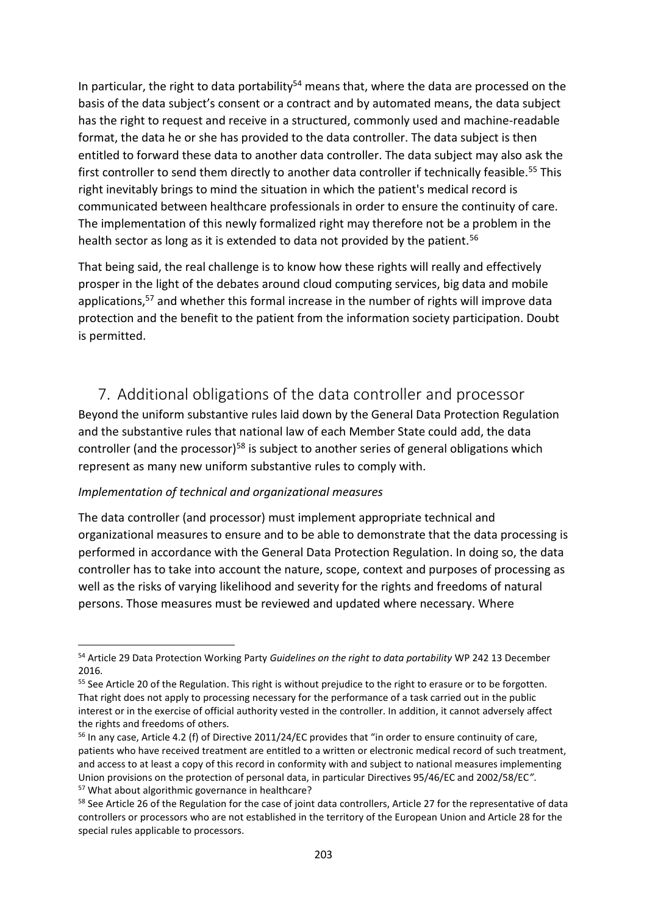In particular, the right to data portability[54] means that, where the data are processed on the basis of the data subject's consent or a contract and by automated means, the data subject has the right to request and receive in a structured, commonly used and machine-readable format, the data he or she has provided to the data controller. The data subject is then entitled to forward these data to another data controller. The data subject may also ask the first controller to send them directly to another data controller if technically feasible.[55] This right inevitably brings to mind the situation in which the patient's medical record is communicated between healthcare professionals in order to ensure the continuity of care. The implementation of this newly formalized right may therefore not be a problem in the health sector as long as it is extended to data not provided by the patient.[56]

That being said, the real challenge is to know how these rights will really and effectively prosper in the light of the debates around cloud computing services, big data and mobile applications,[57] and whether this formal increase in the number of rights will improve data protection and the benefit to the patient from the information society participation. Doubt is permitted.

## 7. Additional obligations of the data controller and processor

Beyond the uniform substantive rules laid down by the General Data Protection Regulation and the substantive rules that national law of each Member State could add, the data controller (and the processor)[58] is subject to another series of general obligations which represent as many new uniform substantive rules to comply with.

*Implementation of technical and organizational measures*

The data controller (and processor) must implement appropriate technical and organizational measures to ensure and to be able to demonstrate that the data processing is performed in accordance with the General Data Protection Regulation. In doing so, the data controller has to take into account the nature, scope, context and purposes of processing as well as the risks of varying likelihood and severity for the rights and freedoms of natural persons. Those measures must be reviewed and updated where necessary. Where

---

[54] Article 29 Data Protection Working Party *Guidelines on the right to data portability* WP 242 13 December 2016.

[55] See Article 20 of the Regulation. This right is without prejudice to the right to erasure or to be forgotten. That right does not apply to processing necessary for the performance of a task carried out in the public interest or in the exercise of official authority vested in the controller. In addition, it cannot adversely affect the rights and freedoms of others.

[56] In any case, Article 4.2 (f) of Directive 2011/24/EC provides that "in order to ensure continuity of care, patients who have received treatment are entitled to a written or electronic medical record of such treatment, and access to at least a copy of this record in conformity with and subject to national measures implementing Union provisions on the protection of personal data, in particular Directives 95/46/EC and 2002/58/EC".

[57] What about algorithmic governance in healthcare?

[58] See Article 26 of the Regulation for the case of joint data controllers, Article 27 for the representative of data controllers or processors who are not established in the territory of the European Union and Article 28 for the special rules applicable to processors.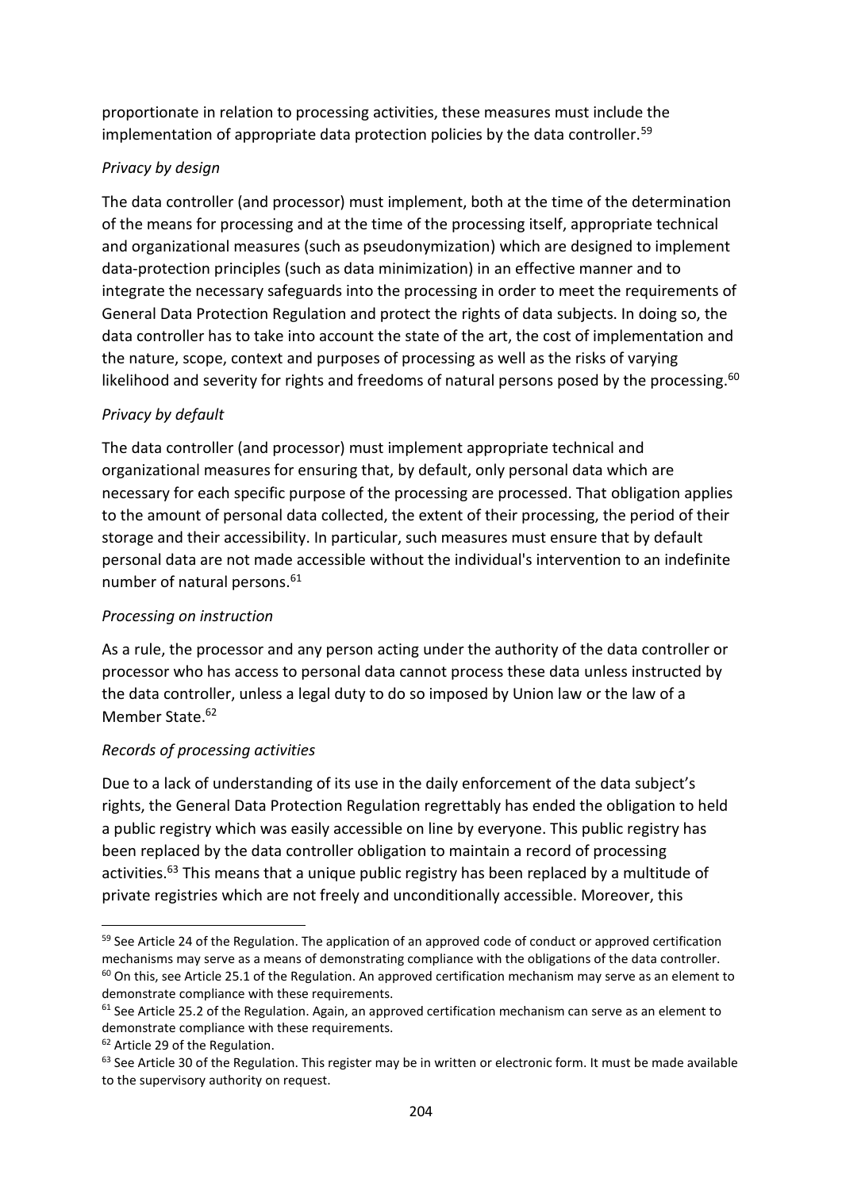proportionate in relation to processing activities, these measures must include the implementation of appropriate data protection policies by the data controller.[59]

*Privacy by design*

The data controller (and processor) must implement, both at the time of the determination of the means for processing and at the time of the processing itself, appropriate technical and organizational measures (such as pseudonymization) which are designed to implement data-protection principles (such as data minimization) in an effective manner and to integrate the necessary safeguards into the processing in order to meet the requirements of General Data Protection Regulation and protect the rights of data subjects. In doing so, the data controller has to take into account the state of the art, the cost of implementation and the nature, scope, context and purposes of processing as well as the risks of varying likelihood and severity for rights and freedoms of natural persons posed by the processing.[60]

*Privacy by default*

The data controller (and processor) must implement appropriate technical and organizational measures for ensuring that, by default, only personal data which are necessary for each specific purpose of the processing are processed. That obligation applies to the amount of personal data collected, the extent of their processing, the period of their storage and their accessibility. In particular, such measures must ensure that by default personal data are not made accessible without the individual's intervention to an indefinite number of natural persons.[61]

*Processing on instruction*

As a rule, the processor and any person acting under the authority of the data controller or processor who has access to personal data cannot process these data unless instructed by the data controller, unless a legal duty to do so imposed by Union law or the law of a Member State.[62]

*Records of processing activities*

Due to a lack of understanding of its use in the daily enforcement of the data subject's rights, the General Data Protection Regulation regrettably has ended the obligation to held a public registry which was easily accessible on line by everyone. This public registry has been replaced by the data controller obligation to maintain a record of processing activities.[63] This means that a unique public registry has been replaced by a multitude of private registries which are not freely and unconditionally accessible. Moreover, this

---

[59] See Article 24 of the Regulation. The application of an approved code of conduct or approved certification mechanisms may serve as a means of demonstrating compliance with the obligations of the data controller.

[60] On this, see Article 25.1 of the Regulation. An approved certification mechanism may serve as an element to demonstrate compliance with these requirements.

[61] See Article 25.2 of the Regulation. Again, an approved certification mechanism can serve as an element to demonstrate compliance with these requirements.

[62] Article 29 of the Regulation.

[63] See Article 30 of the Regulation. This register may be in written or electronic form. It must be made available to the supervisory authority on request.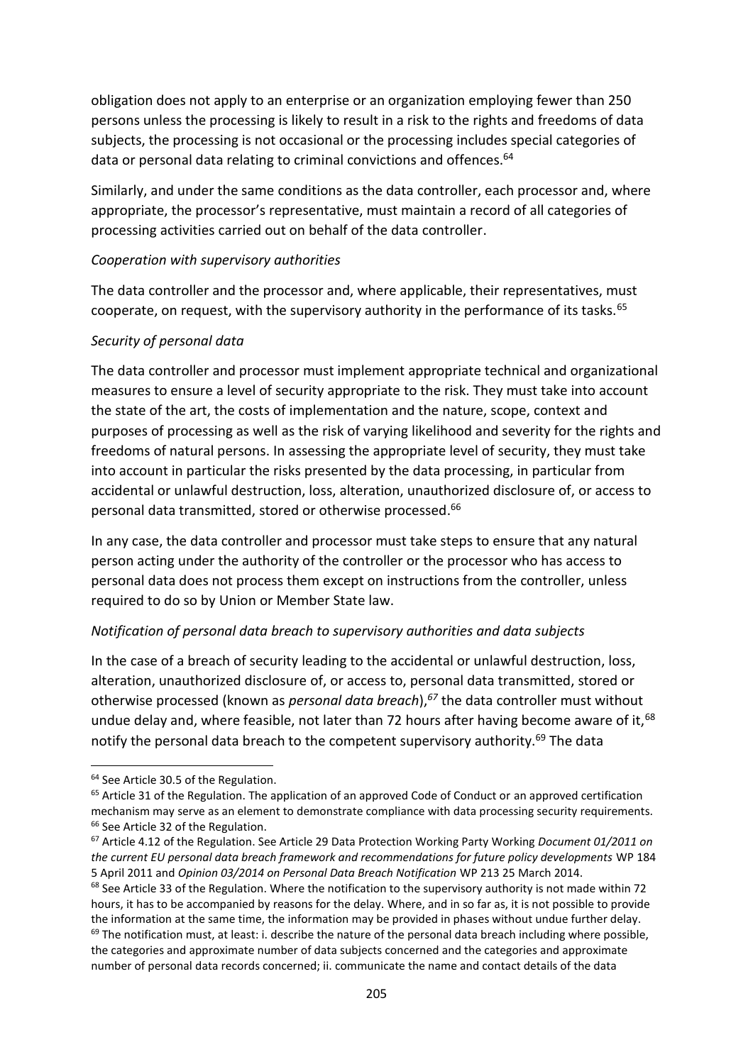obligation does not apply to an enterprise or an organization employing fewer than 250 persons unless the processing is likely to result in a risk to the rights and freedoms of data subjects, the processing is not occasional or the processing includes special categories of data or personal data relating to criminal convictions and offences.[64]

Similarly, and under the same conditions as the data controller, each processor and, where appropriate, the processor's representative, must maintain a record of all categories of processing activities carried out on behalf of the data controller.

*Cooperation with supervisory authorities*

The data controller and the processor and, where applicable, their representatives, must cooperate, on request, with the supervisory authority in the performance of its tasks.[65]

*Security of personal data*

The data controller and processor must implement appropriate technical and organizational measures to ensure a level of security appropriate to the risk. They must take into account the state of the art, the costs of implementation and the nature, scope, context and purposes of processing as well as the risk of varying likelihood and severity for the rights and freedoms of natural persons. In assessing the appropriate level of security, they must take into account in particular the risks presented by the data processing, in particular from accidental or unlawful destruction, loss, alteration, unauthorized disclosure of, or access to personal data transmitted, stored or otherwise processed.[66]

In any case, the data controller and processor must take steps to ensure that any natural person acting under the authority of the controller or the processor who has access to personal data does not process them except on instructions from the controller, unless required to do so by Union or Member State law.

*Notification of personal data breach to supervisory authorities and data subjects*

In the case of a breach of security leading to the accidental or unlawful destruction, loss, alteration, unauthorized disclosure of, or access to, personal data transmitted, stored or otherwise processed (known as *personal data breach*),[67] the data controller must without undue delay and, where feasible, not later than 72 hours after having become aware of it,[68] notify the personal data breach to the competent supervisory authority.[69] The data

---

[64] See Article 30.5 of the Regulation.

[65] Article 31 of the Regulation. The application of an approved Code of Conduct or an approved certification mechanism may serve as an element to demonstrate compliance with data processing security requirements.

[66] See Article 32 of the Regulation.

[67] Article 4.12 of the Regulation. See Article 29 Data Protection Working Party Working *Document 01/2011 on the current EU personal data breach framework and recommendations for future policy developments* WP 184 5 April 2011 and *Opinion 03/2014 on Personal Data Breach Notification* WP 213 25 March 2014.

[68] See Article 33 of the Regulation. Where the notification to the supervisory authority is not made within 72 hours, it has to be accompanied by reasons for the delay. Where, and in so far as, it is not possible to provide the information at the same time, the information may be provided in phases without undue further delay.

[69] The notification must, at least: i. describe the nature of the personal data breach including where possible, the categories and approximate number of data subjects concerned and the categories and approximate number of personal data records concerned; ii. communicate the name and contact details of the data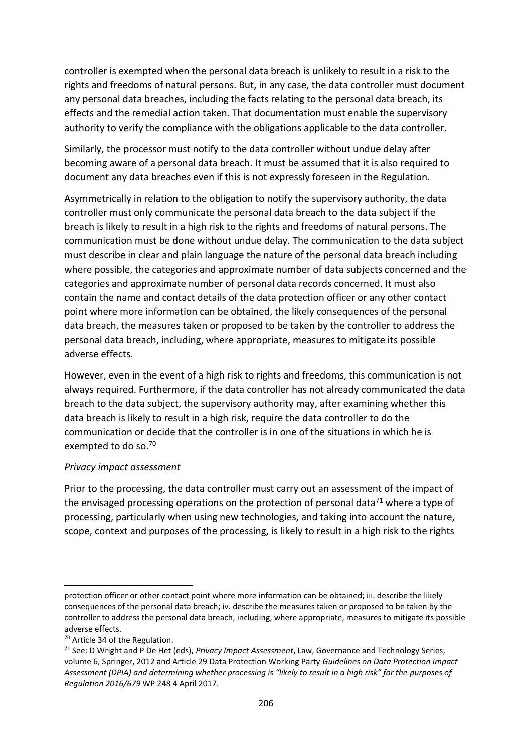controller is exempted when the personal data breach is unlikely to result in a risk to the rights and freedoms of natural persons. But, in any case, the data controller must document any personal data breaches, including the facts relating to the personal data breach, its effects and the remedial action taken. That documentation must enable the supervisory authority to verify the compliance with the obligations applicable to the data controller.

Similarly, the processor must notify to the data controller without undue delay after becoming aware of a personal data breach. It must be assumed that it is also required to document any data breaches even if this is not expressly foreseen in the Regulation.

Asymmetrically in relation to the obligation to notify the supervisory authority, the data controller must only communicate the personal data breach to the data subject if the breach is likely to result in a high risk to the rights and freedoms of natural persons. The communication must be done without undue delay. The communication to the data subject must describe in clear and plain language the nature of the personal data breach including where possible, the categories and approximate number of data subjects concerned and the categories and approximate number of personal data records concerned. It must also contain the name and contact details of the data protection officer or any other contact point where more information can be obtained, the likely consequences of the personal data breach, the measures taken or proposed to be taken by the controller to address the personal data breach, including, where appropriate, measures to mitigate its possible adverse effects.

However, even in the event of a high risk to rights and freedoms, this communication is not always required. Furthermore, if the data controller has not already communicated the data breach to the data subject, the supervisory authority may, after examining whether this data breach is likely to result in a high risk, require the data controller to do the communication or decide that the controller is in one of the situations in which he is exempted to do so.[70]

*Privacy impact assessment*

Prior to the processing, the data controller must carry out an assessment of the impact of the envisaged processing operations on the protection of personal data[71] where a type of processing, particularly when using new technologies, and taking into account the nature, scope, context and purposes of the processing, is likely to result in a high risk to the rights

---

protection officer or other contact point where more information can be obtained; iii. describe the likely consequences of the personal data breach; iv. describe the measures taken or proposed to be taken by the controller to address the personal data breach, including, where appropriate, measures to mitigate its possible adverse effects.

[70] Article 34 of the Regulation.

[71] See: D Wright and P De Het (eds), *Privacy Impact Assessment*, Law, Governance and Technology Series, volume 6, Springer, 2012 and Article 29 Data Protection Working Party *Guidelines on Data Protection Impact Assessment (DPIA) and determining whether processing is "likely to result in a high risk" for the purposes of Regulation 2016/679* WP 248 4 April 2017.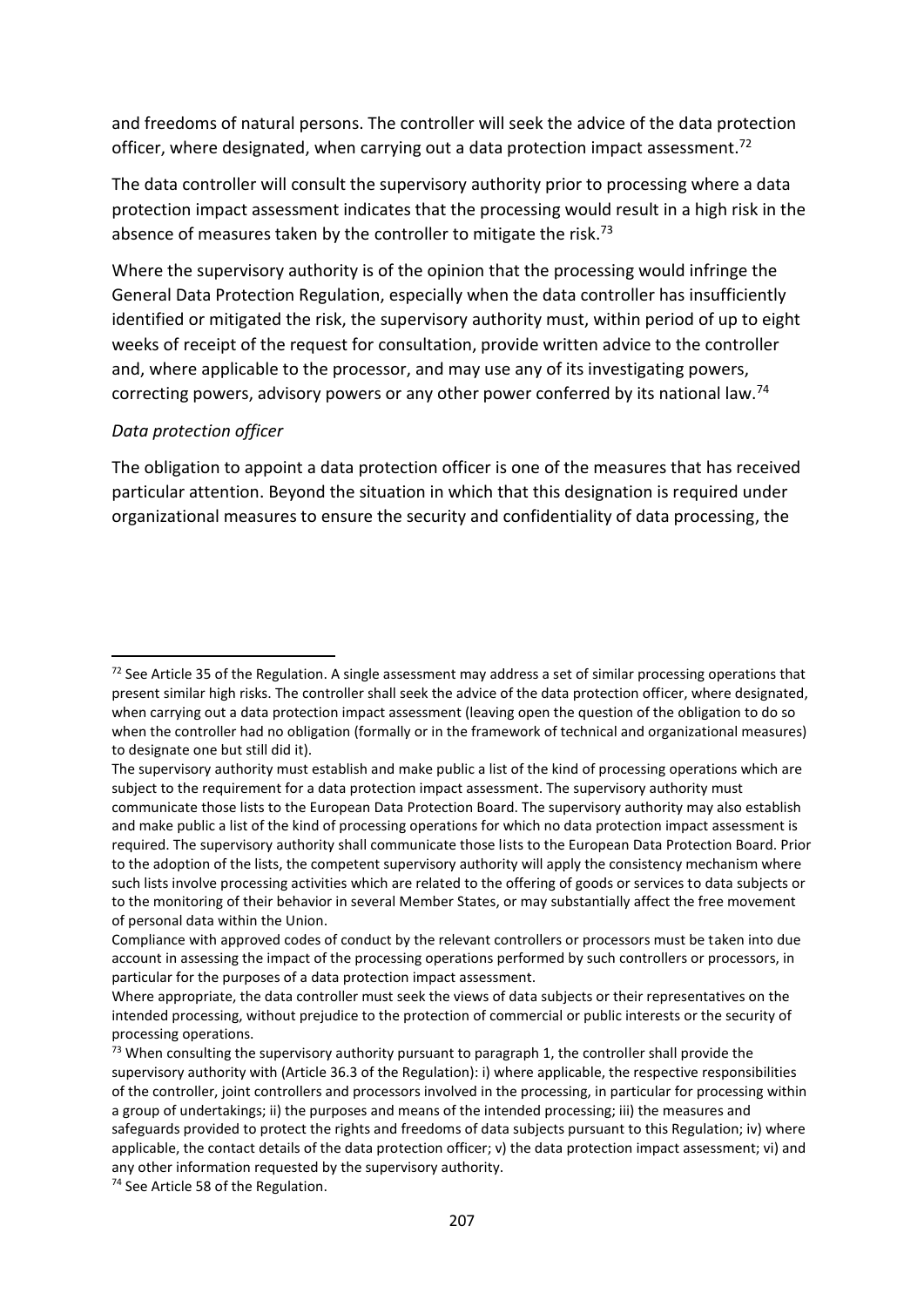and freedoms of natural persons. The controller will seek the advice of the data protection officer, where designated, when carrying out a data protection impact assessment.[72]

The data controller will consult the supervisory authority prior to processing where a data protection impact assessment indicates that the processing would result in a high risk in the absence of measures taken by the controller to mitigate the risk.[73]

Where the supervisory authority is of the opinion that the processing would infringe the General Data Protection Regulation, especially when the data controller has insufficiently identified or mitigated the risk, the supervisory authority must, within period of up to eight weeks of receipt of the request for consultation, provide written advice to the controller and, where applicable to the processor, and may use any of its investigating powers, correcting powers, advisory powers or any other power conferred by its national law.[74]

*Data protection officer*

The obligation to appoint a data protection officer is one of the measures that has received particular attention. Beyond the situation in which that this designation is required under organizational measures to ensure the security and confidentiality of data processing, the

---

[72] See Article 35 of the Regulation. A single assessment may address a set of similar processing operations that present similar high risks. The controller shall seek the advice of the data protection officer, where designated, when carrying out a data protection impact assessment (leaving open the question of the obligation to do so when the controller had no obligation (formally or in the framework of technical and organizational measures) to designate one but still did it).

The supervisory authority must establish and make public a list of the kind of processing operations which are subject to the requirement for a data protection impact assessment. The supervisory authority must communicate those lists to the European Data Protection Board. The supervisory authority may also establish and make public a list of the kind of processing operations for which no data protection impact assessment is required. The supervisory authority shall communicate those lists to the European Data Protection Board. Prior to the adoption of the lists, the competent supervisory authority will apply the consistency mechanism where such lists involve processing activities which are related to the offering of goods or services to data subjects or to the monitoring of their behavior in several Member States, or may substantially affect the free movement of personal data within the Union.

Compliance with approved codes of conduct by the relevant controllers or processors must be taken into due account in assessing the impact of the processing operations performed by such controllers or processors, in particular for the purposes of a data protection impact assessment.

Where appropriate, the data controller must seek the views of data subjects or their representatives on the intended processing, without prejudice to the protection of commercial or public interests or the security of processing operations.

[73] When consulting the supervisory authority pursuant to paragraph 1, the controller shall provide the supervisory authority with (Article 36.3 of the Regulation): i) where applicable, the respective responsibilities of the controller, joint controllers and processors involved in the processing, in particular for processing within a group of undertakings; ii) the purposes and means of the intended processing; iii) the measures and safeguards provided to protect the rights and freedoms of data subjects pursuant to this Regulation; iv) where applicable, the contact details of the data protection officer; v) the data protection impact assessment; vi) and any other information requested by the supervisory authority.

[74] See Article 58 of the Regulation.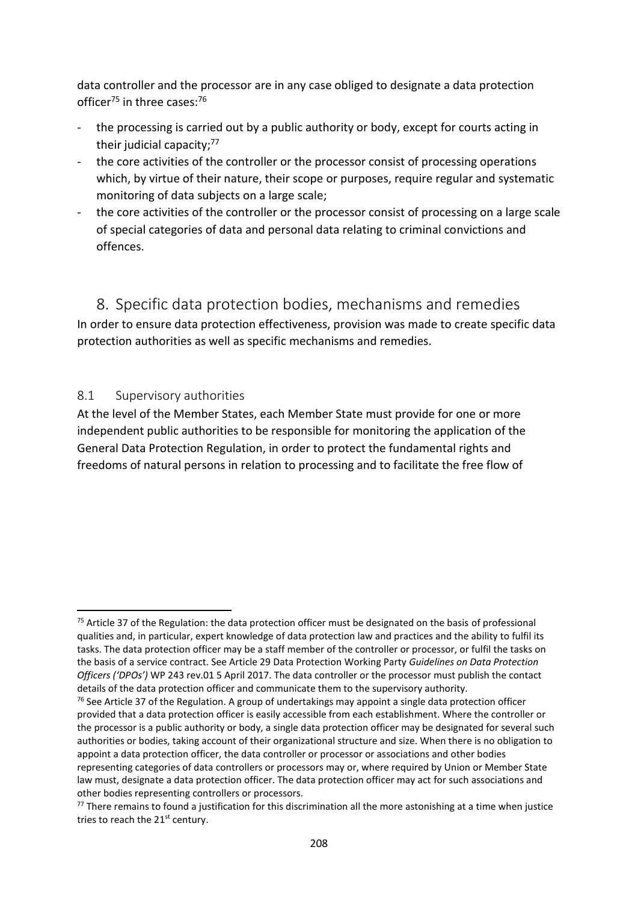data controller and the processor are in any case obliged to designate a data protection officer[75] in three cases:[76]

- the processing is carried out by a public authority or body, except for courts acting in their judicial capacity;[77]
- the core activities of the controller or the processor consist of processing operations which, by virtue of their nature, their scope or purposes, require regular and systematic monitoring of data subjects on a large scale;
- the core activities of the controller or the processor consist of processing on a large scale of special categories of data and personal data relating to criminal convictions and offences.

## 8. Specific data protection bodies, mechanisms and remedies

In order to ensure data protection effectiveness, provision was made to create specific data protection authorities as well as specific mechanisms and remedies.

### 8.1 Supervisory authorities

At the level of the Member States, each Member State must provide for one or more independent public authorities to be responsible for monitoring the application of the General Data Protection Regulation, in order to protect the fundamental rights and freedoms of natural persons in relation to processing and to facilitate the free flow of

---

[75] Article 37 of the Regulation: the data protection officer must be designated on the basis of professional qualities and, in particular, expert knowledge of data protection law and practices and the ability to fulfil its tasks. The data protection officer may be a staff member of the controller or processor, or fulfil the tasks on the basis of a service contract. See Article 29 Data Protection Working Party *Guidelines on Data Protection Officers ('DPOs')* WP 243 rev.01 5 April 2017. The data controller or the processor must publish the contact details of the data protection officer and communicate them to the supervisory authority.

[76] See Article 37 of the Regulation. A group of undertakings may appoint a single data protection officer provided that a data protection officer is easily accessible from each establishment. Where the controller or the processor is a public authority or body, a single data protection officer may be designated for several such authorities or bodies, taking account of their organizational structure and size. When there is no obligation to appoint a data protection officer, the data controller or processor or associations and other bodies representing categories of data controllers or processors may or, where required by Union or Member State law must, designate a data protection officer. The data protection officer may act for such associations and other bodies representing controllers or processors.

[77] There remains to found a justification for this discrimination all the more astonishing at a time when justice tries to reach the 21st century.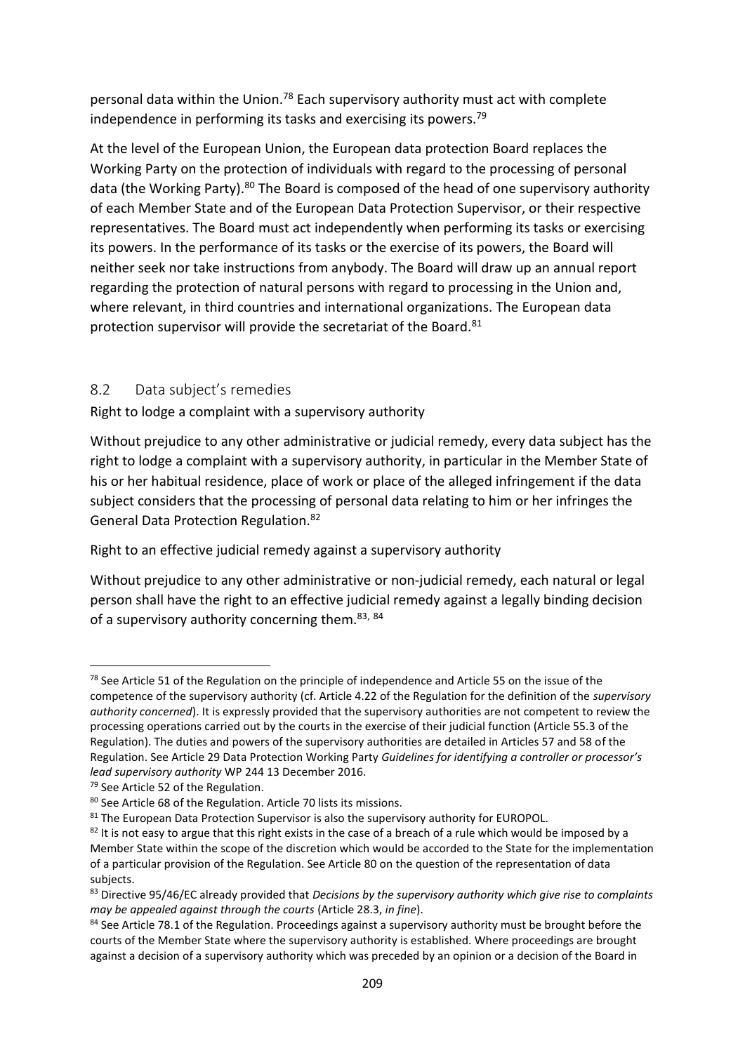personal data within the Union.[78] Each supervisory authority must act with complete independence in performing its tasks and exercising its powers.[79]

At the level of the European Union, the European data protection Board replaces the Working Party on the protection of individuals with regard to the processing of personal data (the Working Party).[80] The Board is composed of the head of one supervisory authority of each Member State and of the European Data Protection Supervisor, or their respective representatives. The Board must act independently when performing its tasks or exercising its powers. In the performance of its tasks or the exercise of its powers, the Board will neither seek nor take instructions from anybody. The Board will draw up an annual report regarding the protection of natural persons with regard to processing in the Union and, where relevant, in third countries and international organizations. The European data protection supervisor will provide the secretariat of the Board.[81]

## 8.2 Data subject's remedies

Right to lodge a complaint with a supervisory authority

Without prejudice to any other administrative or judicial remedy, every data subject has the right to lodge a complaint with a supervisory authority, in particular in the Member State of his or her habitual residence, place of work or place of the alleged infringement if the data subject considers that the processing of personal data relating to him or her infringes the General Data Protection Regulation.[82]

Right to an effective judicial remedy against a supervisory authority

Without prejudice to any other administrative or non-judicial remedy, each natural or legal person shall have the right to an effective judicial remedy against a legally binding decision of a supervisory authority concerning them.[83, 84]

---

[78] See Article 51 of the Regulation on the principle of independence and Article 55 on the issue of the competence of the supervisory authority (cf. Article 4.22 of the Regulation for the definition of the *supervisory authority concerned*). It is expressly provided that the supervisory authorities are not competent to review the processing operations carried out by the courts in the exercise of their judicial function (Article 55.3 of the Regulation). The duties and powers of the supervisory authorities are detailed in Articles 57 and 58 of the Regulation. See Article 29 Data Protection Working Party *Guidelines for identifying a controller or processor's lead supervisory authority* WP 244 13 December 2016.

[79] See Article 52 of the Regulation.

[80] See Article 68 of the Regulation. Article 70 lists its missions.

[81] The European Data Protection Supervisor is also the supervisory authority for EUROPOL.

[82] It is not easy to argue that this right exists in the case of a breach of a rule which would be imposed by a Member State within the scope of the discretion which would be accorded to the State for the implementation of a particular provision of the Regulation. See Article 80 on the question of the representation of data subjects.

[83] Directive 95/46/EC already provided that *Decisions by the supervisory authority which give rise to complaints may be appealed against through the courts* (Article 28.3, *in fine*).

[84] See Article 78.1 of the Regulation. Proceedings against a supervisory authority must be brought before the courts of the Member State where the supervisory authority is established. Where proceedings are brought against a decision of a supervisory authority which was preceded by an opinion or a decision of the Board in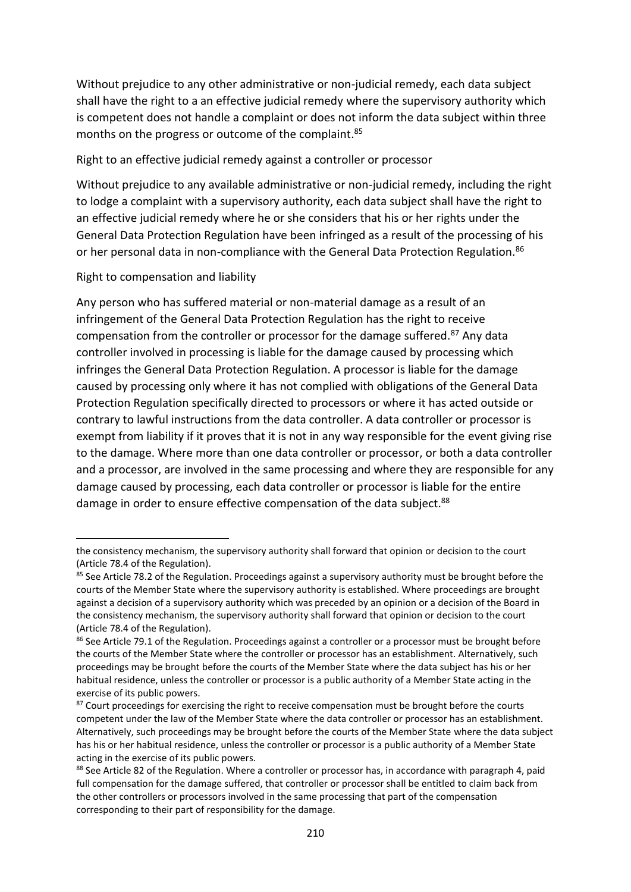Without prejudice to any other administrative or non-judicial remedy, each data subject shall have the right to a an effective judicial remedy where the supervisory authority which is competent does not handle a complaint or does not inform the data subject within three months on the progress or outcome of the complaint.[85]

Right to an effective judicial remedy against a controller or processor

Without prejudice to any available administrative or non-judicial remedy, including the right to lodge a complaint with a supervisory authority, each data subject shall have the right to an effective judicial remedy where he or she considers that his or her rights under the General Data Protection Regulation have been infringed as a result of the processing of his or her personal data in non-compliance with the General Data Protection Regulation.[86]

Right to compensation and liability

Any person who has suffered material or non-material damage as a result of an infringement of the General Data Protection Regulation has the right to receive compensation from the controller or processor for the damage suffered.[87] Any data controller involved in processing is liable for the damage caused by processing which infringes the General Data Protection Regulation. A processor is liable for the damage caused by processing only where it has not complied with obligations of the General Data Protection Regulation specifically directed to processors or where it has acted outside or contrary to lawful instructions from the data controller. A data controller or processor is exempt from liability if it proves that it is not in any way responsible for the event giving rise to the damage. Where more than one data controller or processor, or both a data controller and a processor, are involved in the same processing and where they are responsible for any damage caused by processing, each data controller or processor is liable for the entire damage in order to ensure effective compensation of the data subject.[88]

---

the consistency mechanism, the supervisory authority shall forward that opinion or decision to the court (Article 78.4 of the Regulation).

[85] See Article 78.2 of the Regulation. Proceedings against a supervisory authority must be brought before the courts of the Member State where the supervisory authority is established. Where proceedings are brought against a decision of a supervisory authority which was preceded by an opinion or a decision of the Board in the consistency mechanism, the supervisory authority shall forward that opinion or decision to the court (Article 78.4 of the Regulation).

[86] See Article 79.1 of the Regulation. Proceedings against a controller or a processor must be brought before the courts of the Member State where the controller or processor has an establishment. Alternatively, such proceedings may be brought before the courts of the Member State where the data subject has his or her habitual residence, unless the controller or processor is a public authority of a Member State acting in the exercise of its public powers.

[87] Court proceedings for exercising the right to receive compensation must be brought before the courts competent under the law of the Member State where the data controller or processor has an establishment. Alternatively, such proceedings may be brought before the courts of the Member State where the data subject has his or her habitual residence, unless the controller or processor is a public authority of a Member State acting in the exercise of its public powers.

[88] See Article 82 of the Regulation. Where a controller or processor has, in accordance with paragraph 4, paid full compensation for the damage suffered, that controller or processor shall be entitled to claim back from the other controllers or processors involved in the same processing that part of the compensation corresponding to their part of responsibility for the damage.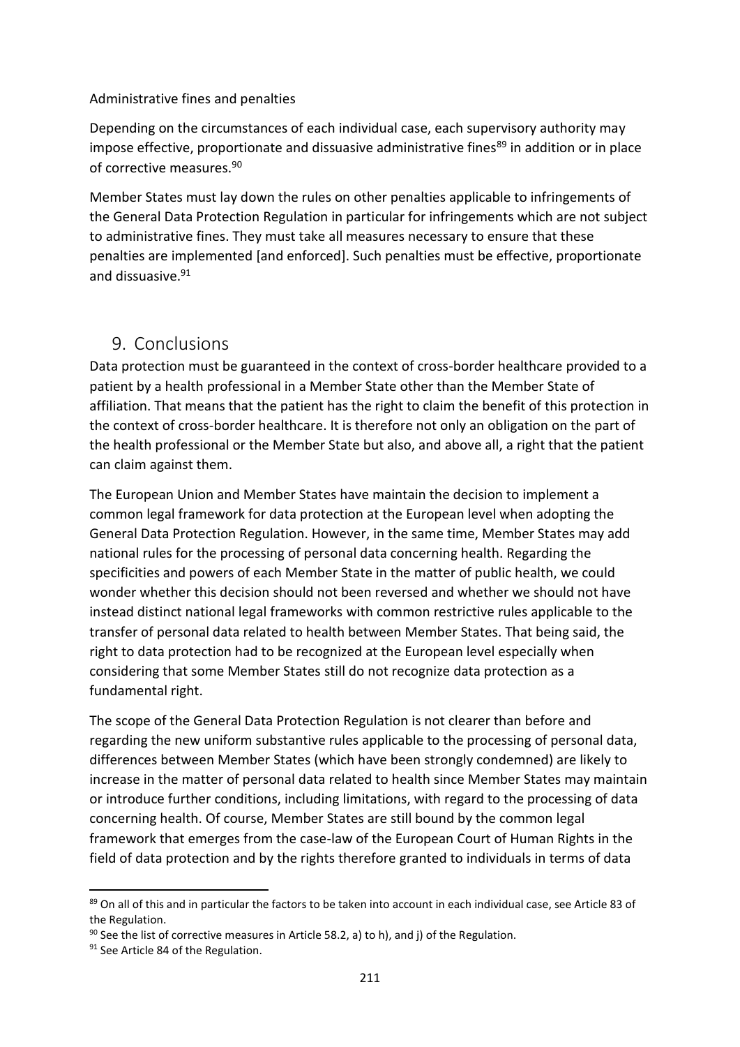Administrative fines and penalties

Depending on the circumstances of each individual case, each supervisory authority may impose effective, proportionate and dissuasive administrative fines[89] in addition or in place of corrective measures.[90]

Member States must lay down the rules on other penalties applicable to infringements of the General Data Protection Regulation in particular for infringements which are not subject to administrative fines. They must take all measures necessary to ensure that these penalties are implemented [and enforced]. Such penalties must be effective, proportionate and dissuasive.[91]

## 9. Conclusions

Data protection must be guaranteed in the context of cross-border healthcare provided to a patient by a health professional in a Member State other than the Member State of affiliation. That means that the patient has the right to claim the benefit of this protection in the context of cross-border healthcare. It is therefore not only an obligation on the part of the health professional or the Member State but also, and above all, a right that the patient can claim against them.

The European Union and Member States have maintain the decision to implement a common legal framework for data protection at the European level when adopting the General Data Protection Regulation. However, in the same time, Member States may add national rules for the processing of personal data concerning health. Regarding the specificities and powers of each Member State in the matter of public health, we could wonder whether this decision should not been reversed and whether we should not have instead distinct national legal frameworks with common restrictive rules applicable to the transfer of personal data related to health between Member States. That being said, the right to data protection had to be recognized at the European level especially when considering that some Member States still do not recognize data protection as a fundamental right.

The scope of the General Data Protection Regulation is not clearer than before and regarding the new uniform substantive rules applicable to the processing of personal data, differences between Member States (which have been strongly condemned) are likely to increase in the matter of personal data related to health since Member States may maintain or introduce further conditions, including limitations, with regard to the processing of data concerning health. Of course, Member States are still bound by the common legal framework that emerges from the case-law of the European Court of Human Rights in the field of data protection and by the rights therefore granted to individuals in terms of data

---

[89] On all of this and in particular the factors to be taken into account in each individual case, see Article 83 of the Regulation.

[90] See the list of corrective measures in Article 58.2, a) to h), and j) of the Regulation.

[91] See Article 84 of the Regulation.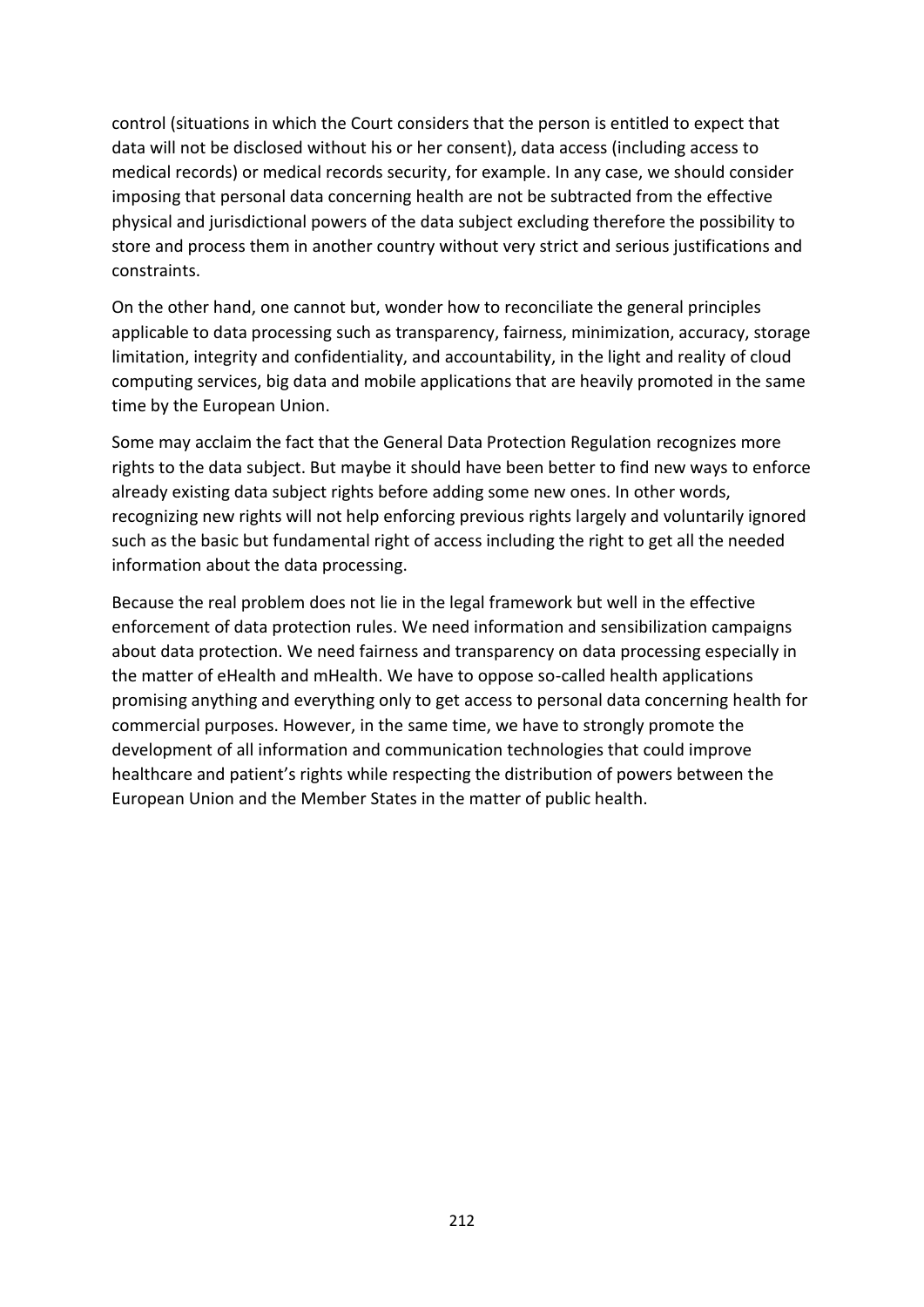control (situations in which the Court considers that the person is entitled to expect that data will not be disclosed without his or her consent), data access (including access to medical records) or medical records security, for example. In any case, we should consider imposing that personal data concerning health are not be subtracted from the effective physical and jurisdictional powers of the data subject excluding therefore the possibility to store and process them in another country without very strict and serious justifications and constraints.

On the other hand, one cannot but, wonder how to reconciliate the general principles applicable to data processing such as transparency, fairness, minimization, accuracy, storage limitation, integrity and confidentiality, and accountability, in the light and reality of cloud computing services, big data and mobile applications that are heavily promoted in the same time by the European Union.

Some may acclaim the fact that the General Data Protection Regulation recognizes more rights to the data subject. But maybe it should have been better to find new ways to enforce already existing data subject rights before adding some new ones. In other words, recognizing new rights will not help enforcing previous rights largely and voluntarily ignored such as the basic but fundamental right of access including the right to get all the needed information about the data processing.

Because the real problem does not lie in the legal framework but well in the effective enforcement of data protection rules. We need information and sensibilization campaigns about data protection. We need fairness and transparency on data processing especially in the matter of eHealth and mHealth. We have to oppose so-called health applications promising anything and everything only to get access to personal data concerning health for commercial purposes. However, in the same time, we have to strongly promote the development of all information and communication technologies that could improve healthcare and patient's rights while respecting the distribution of powers between the European Union and the Member States in the matter of public health.